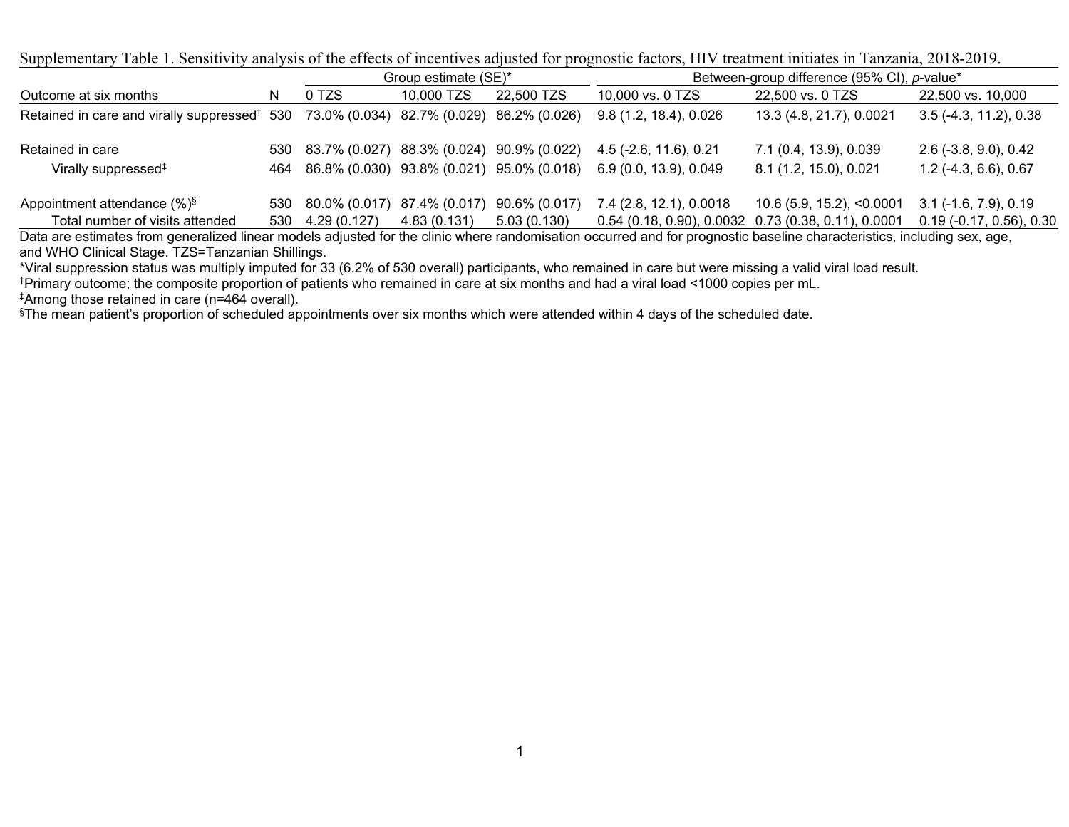Supplementary Table 1. Sensitivity analysis of the effects of incentives adjusted for prognostic factors, HIV treatment initiates in Tanzania, 2018-2019.

| | | Group estimate (SE)* | | | Between-group difference (95% CI), *p*-value* | | |
|---|---|---|---|---|---|---|---|
| Outcome at six months | N | 0 TZS | 10,000 TZS | 22,500 TZS | 10,000 vs. 0 TZS | 22,500 vs. 0 TZS | 22,500 vs. 10,000 |
| Retained in care and virally suppressed† | 530 | 73.0% (0.034) | 82.7% (0.029) | 86.2% (0.026) | 9.8 (1.2, 18.4), 0.026 | 13.3 (4.8, 21.7), 0.0021 | 3.5 (-4.3, 11.2), 0.38 |
| Retained in care | 530 | 83.7% (0.027) | 88.3% (0.024) | 90.9% (0.022) | 4.5 (-2.6, 11.6), 0.21 | 7.1 (0.4, 13.9), 0.039 | 2.6 (-3.8, 9.0), 0.42 |
| Virally suppressed‡ | 464 | 86.8% (0.030) | 93.8% (0.021) | 95.0% (0.018) | 6.9 (0.0, 13.9), 0.049 | 8.1 (1.2, 15.0), 0.021 | 1.2 (-4.3, 6.6), 0.67 |
| Appointment attendance (%)§ | 530 | 80.0% (0.017) | 87.4% (0.017) | 90.6% (0.017) | 7.4 (2.8, 12.1), 0.0018 | 10.6 (5.9, 15.2), <0.0001 | 3.1 (-1.6, 7.9), 0.19 |
| Total number of visits attended | 530 | 4.29 (0.127) | 4.83 (0.131) | 5.03 (0.130) | 0.54 (0.18, 0.90), 0.0032 | 0.73 (0.38, 0.11), 0.0001 | 0.19 (-0.17, 0.56), 0.30 |

Data are estimates from generalized linear models adjusted for the clinic where randomisation occurred and for prognostic baseline characteristics, including sex, age, and WHO Clinical Stage. TZS=Tanzanian Shillings.

*Viral suppression status was multiply imputed for 33 (6.2% of 530 overall) participants, who remained in care but were missing a valid viral load result.

†Primary outcome; the composite proportion of patients who remained in care at six months and had a viral load <1000 copies per mL.

‡Among those retained in care (n=464 overall).

§The mean patient's proportion of scheduled appointments over six months which were attended within 4 days of the scheduled date.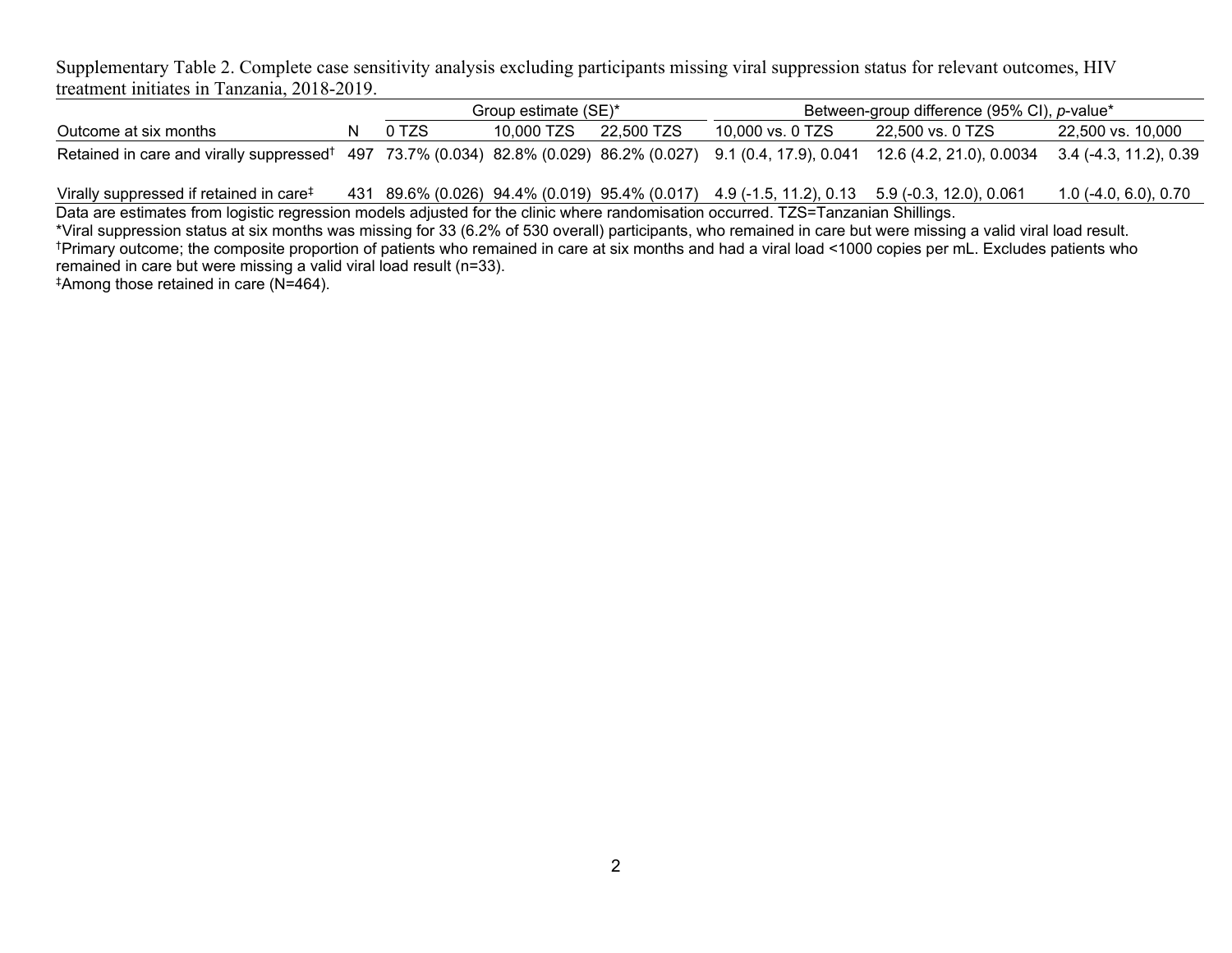Supplementary Table 2. Complete case sensitivity analysis excluding participants missing viral suppression status for relevant outcomes, HIV treatment initiates in Tanzania, 2018-2019.

| | | Group estimate (SE)* | | | Between-group difference (95% CI), *p*-value* | | |
|---|---|---|---|---|---|---|---|
| Outcome at six months | N | 0 TZS | 10,000 TZS | 22,500 TZS | 10,000 vs. 0 TZS | 22,500 vs. 0 TZS | 22,500 vs. 10,000 |
| Retained in care and virally suppressed† | 497 | 73.7% (0.034) | 82.8% (0.029) | 86.2% (0.027) | 9.1 (0.4, 17.9), 0.041 | 12.6 (4.2, 21.0), 0.0034 | 3.4 (-4.3, 11.2), 0.39 |
| Virally suppressed if retained in care‡ | 431 | 89.6% (0.026) | 94.4% (0.019) | 95.4% (0.017) | 4.9 (-1.5, 11.2), 0.13 | 5.9 (-0.3, 12.0), 0.061 | 1.0 (-4.0, 6.0), 0.70 |

Data are estimates from logistic regression models adjusted for the clinic where randomisation occurred. TZS=Tanzanian Shillings.

*Viral suppression status at six months was missing for 33 (6.2% of 530 overall) participants, who remained in care but were missing a valid viral load result.

†Primary outcome; the composite proportion of patients who remained in care at six months and had a viral load <1000 copies per mL. Excludes patients who remained in care but were missing a valid viral load result (n=33).

‡Among those retained in care (N=464).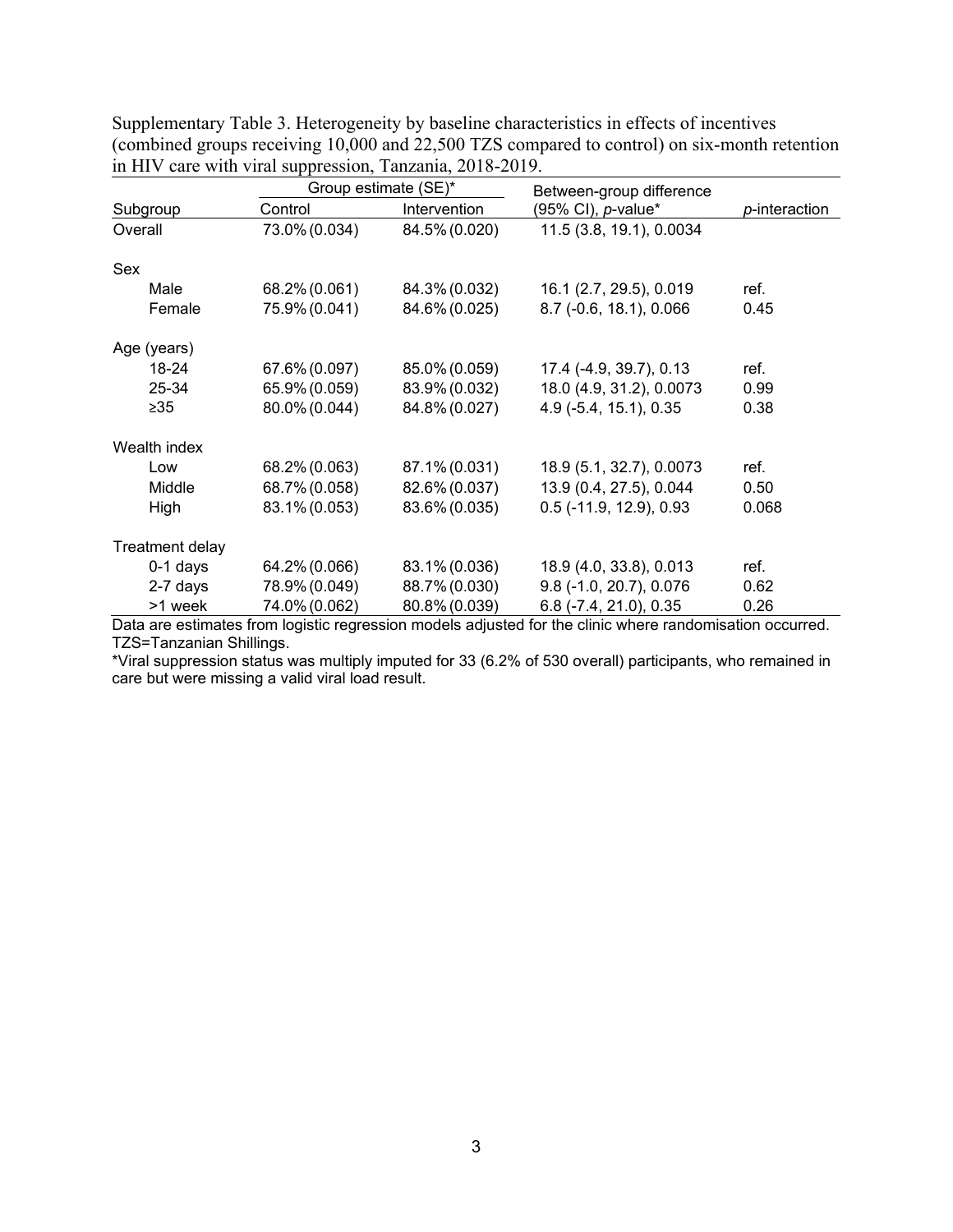Supplementary Table 3. Heterogeneity by baseline characteristics in effects of incentives (combined groups receiving 10,000 and 22,500 TZS compared to control) on six-month retention in HIV care with viral suppression, Tanzania, 2018-2019.

| | Group estimate (SE)* | | Between-group difference | |
|---|---|---|---|---|
| Subgroup | Control | Intervention | (95% CI), *p*-value* | *p*-interaction |
| Overall | 73.0% (0.034) | 84.5% (0.020) | 11.5 (3.8, 19.1), 0.0034 | |
| **Sex** | | | | |
| Male | 68.2% (0.061) | 84.3% (0.032) | 16.1 (2.7, 29.5), 0.019 | ref. |
| Female | 75.9% (0.041) | 84.6% (0.025) | 8.7 (-0.6, 18.1), 0.066 | 0.45 |
| **Age (years)** | | | | |
| 18-24 | 67.6% (0.097) | 85.0% (0.059) | 17.4 (-4.9, 39.7), 0.13 | ref. |
| 25-34 | 65.9% (0.059) | 83.9% (0.032) | 18.0 (4.9, 31.2), 0.0073 | 0.99 |
| ≥35 | 80.0% (0.044) | 84.8% (0.027) | 4.9 (-5.4, 15.1), 0.35 | 0.38 |
| **Wealth index** | | | | |
| Low | 68.2% (0.063) | 87.1% (0.031) | 18.9 (5.1, 32.7), 0.0073 | ref. |
| Middle | 68.7% (0.058) | 82.6% (0.037) | 13.9 (0.4, 27.5), 0.044 | 0.50 |
| High | 83.1% (0.053) | 83.6% (0.035) | 0.5 (-11.9, 12.9), 0.93 | 0.068 |
| **Treatment delay** | | | | |
| 0-1 days | 64.2% (0.066) | 83.1% (0.036) | 18.9 (4.0, 33.8), 0.013 | ref. |
| 2-7 days | 78.9% (0.049) | 88.7% (0.030) | 9.8 (-1.0, 20.7), 0.076 | 0.62 |
| >1 week | 74.0% (0.062) | 80.8% (0.039) | 6.8 (-7.4, 21.0), 0.35 | 0.26 |

Data are estimates from logistic regression models adjusted for the clinic where randomisation occurred. TZS=Tanzanian Shillings.

*Viral suppression status was multiply imputed for 33 (6.2% of 530 overall) participants, who remained in care but were missing a valid viral load result.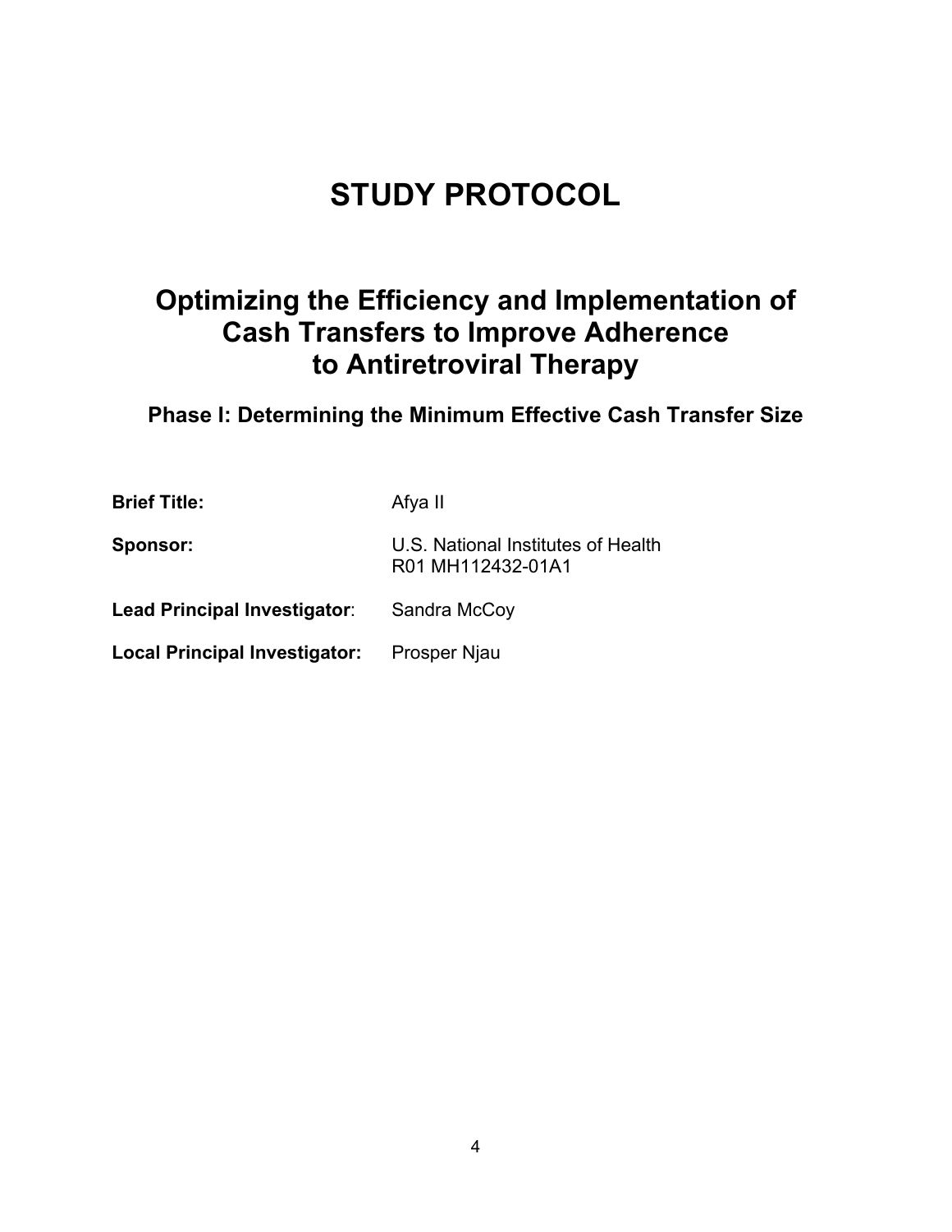# STUDY PROTOCOL

## Optimizing the Efficiency and Implementation of Cash Transfers to Improve Adherence to Antiretroviral Therapy

### Phase I: Determining the Minimum Effective Cash Transfer Size

| | |
|---|---|
| **Brief Title:** | Afya II |
| **Sponsor:** | U.S. National Institutes of Health<br>R01 MH112432-01A1 |
| **Lead Principal Investigator**: | Sandra McCoy |
| **Local Principal Investigator:** | Prosper Njau |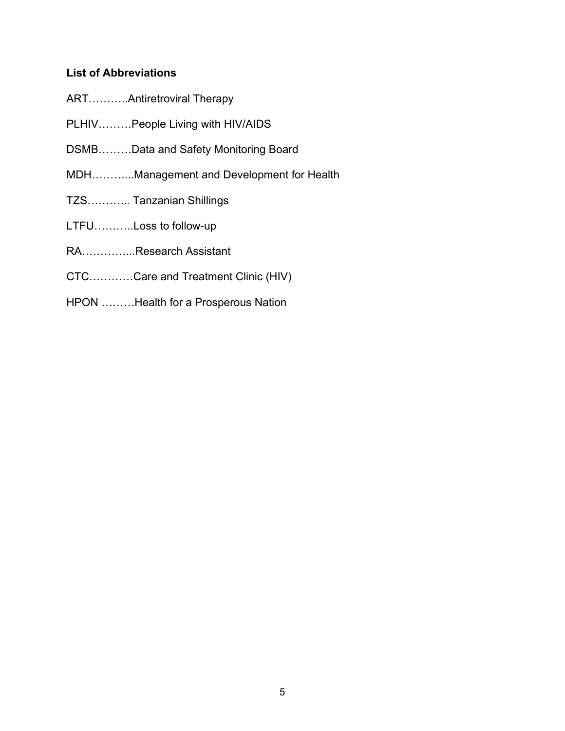**List of Abbreviations**

ART………..Antiretroviral Therapy

PLHIV………People Living with HIV/AIDS

DSMB………Data and Safety Monitoring Board

MDH………...Management and Development for Health

TZS………... Tanzanian Shillings

LTFU………..Loss to follow-up

RA…………...Research Assistant

CTC…………Care and Treatment Clinic (HIV)

HPON ………Health for a Prosperous Nation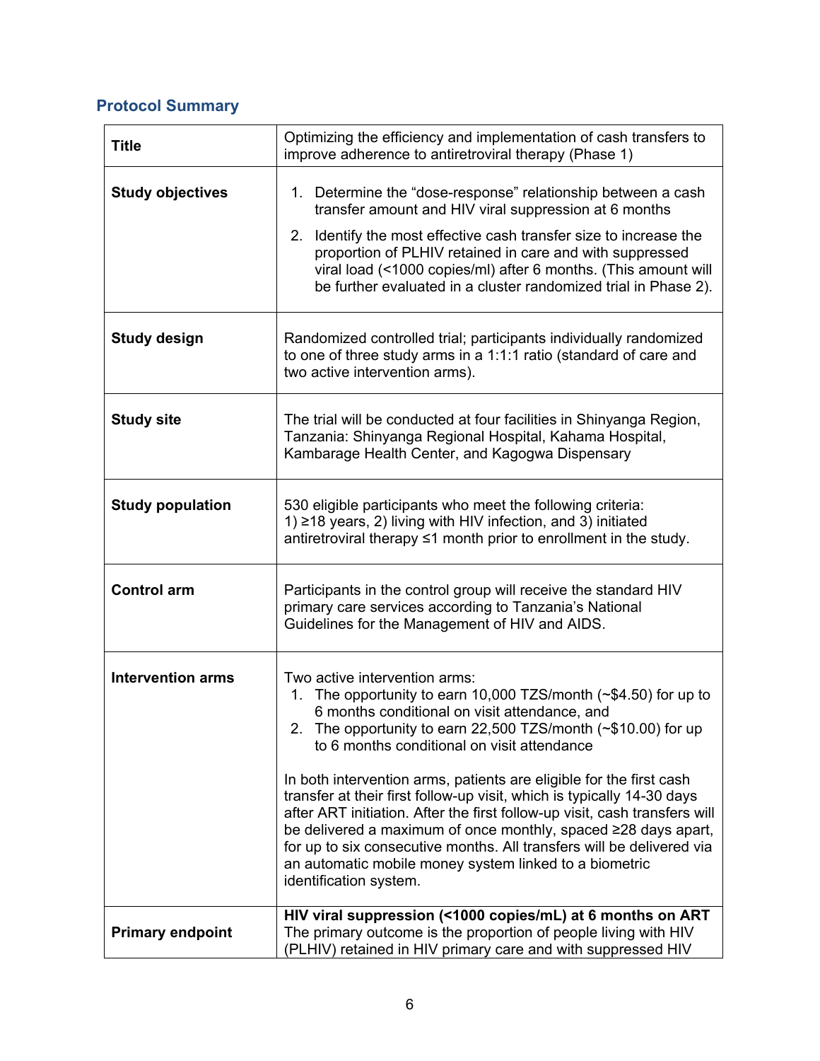## Protocol Summary

| | |
|---|---|
| **Title** | Optimizing the efficiency and implementation of cash transfers to improve adherence to antiretroviral therapy (Phase 1) |
| **Study objectives** | 1. Determine the "dose-response" relationship between a cash transfer amount and HIV viral suppression at 6 months<br>2. Identify the most effective cash transfer size to increase the proportion of PLHIV retained in care and with suppressed viral load (<1000 copies/ml) after 6 months. (This amount will be further evaluated in a cluster randomized trial in Phase 2). |
| **Study design** | Randomized controlled trial; participants individually randomized to one of three study arms in a 1:1:1 ratio (standard of care and two active intervention arms). |
| **Study site** | The trial will be conducted at four facilities in Shinyanga Region, Tanzania: Shinyanga Regional Hospital, Kahama Hospital, Kambarage Health Center, and Kagogwa Dispensary |
| **Study population** | 530 eligible participants who meet the following criteria: 1) ≥18 years, 2) living with HIV infection, and 3) initiated antiretroviral therapy ≤1 month prior to enrollment in the study. |
| **Control arm** | Participants in the control group will receive the standard HIV primary care services according to Tanzania's National Guidelines for the Management of HIV and AIDS. |
| **Intervention arms** | Two active intervention arms:<br>1. The opportunity to earn 10,000 TZS/month (~$4.50) for up to 6 months conditional on visit attendance, and<br>2. The opportunity to earn 22,500 TZS/month (~$10.00) for up to 6 months conditional on visit attendance<br><br>In both intervention arms, patients are eligible for the first cash transfer at their first follow-up visit, which is typically 14-30 days after ART initiation. After the first follow-up visit, cash transfers will be delivered a maximum of once monthly, spaced ≥28 days apart, for up to six consecutive months. All transfers will be delivered via an automatic mobile money system linked to a biometric identification system. |
| **Primary endpoint** | **HIV viral suppression (<1000 copies/mL) at 6 months on ART**<br>The primary outcome is the proportion of people living with HIV (PLHIV) retained in HIV primary care and with suppressed HIV |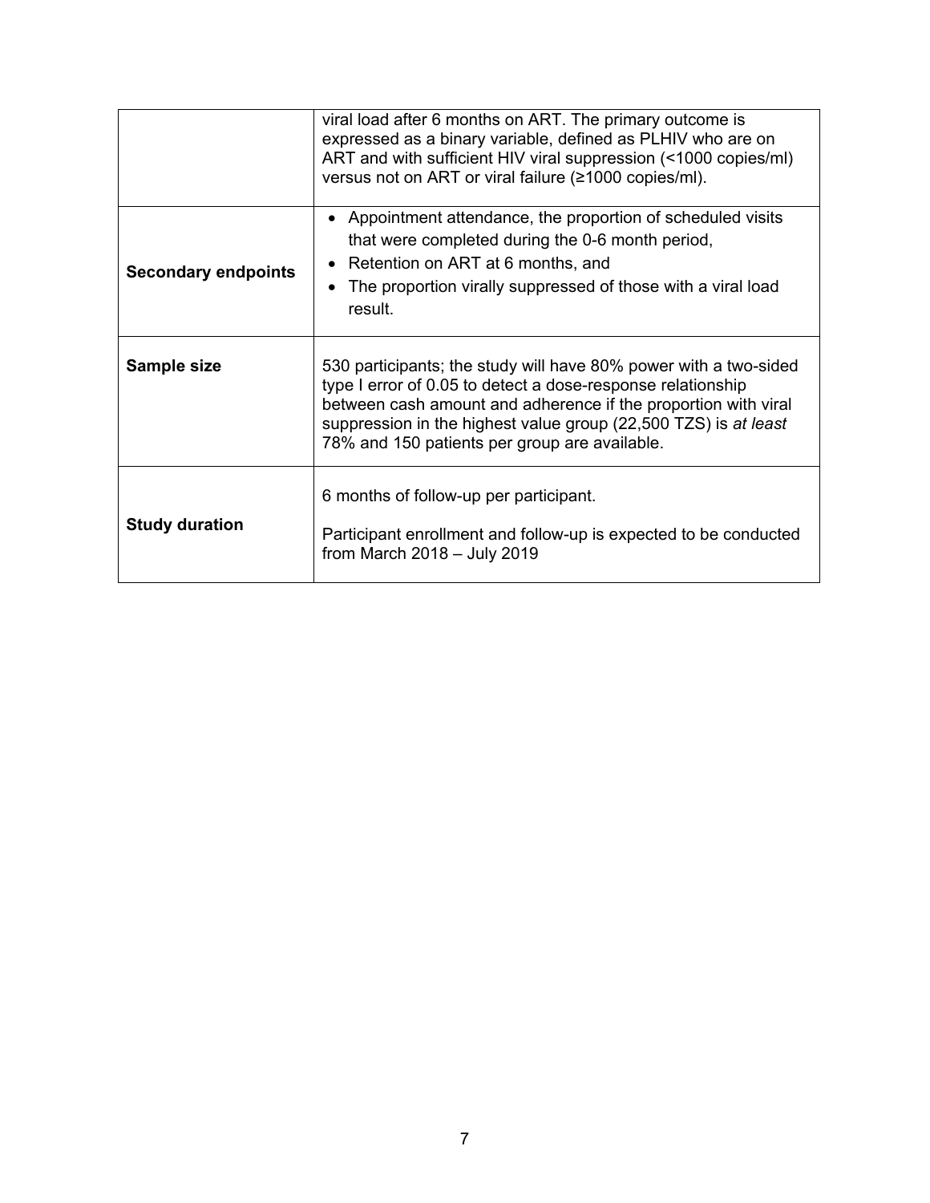| | |
|---|---|
| | viral load after 6 months on ART. The primary outcome is expressed as a binary variable, defined as PLHIV who are on ART and with sufficient HIV viral suppression (<1000 copies/ml) versus not on ART or viral failure (≥1000 copies/ml). |
| **Secondary endpoints** | • Appointment attendance, the proportion of scheduled visits that were completed during the 0-6 month period,<br>• Retention on ART at 6 months, and<br>• The proportion virally suppressed of those with a viral load result. |
| **Sample size** | 530 participants; the study will have 80% power with a two-sided type I error of 0.05 to detect a dose-response relationship between cash amount and adherence if the proportion with viral suppression in the highest value group (22,500 TZS) is *at least* 78% and 150 patients per group are available. |
| **Study duration** | 6 months of follow-up per participant.<br><br>Participant enrollment and follow-up is expected to be conducted from March 2018 – July 2019 |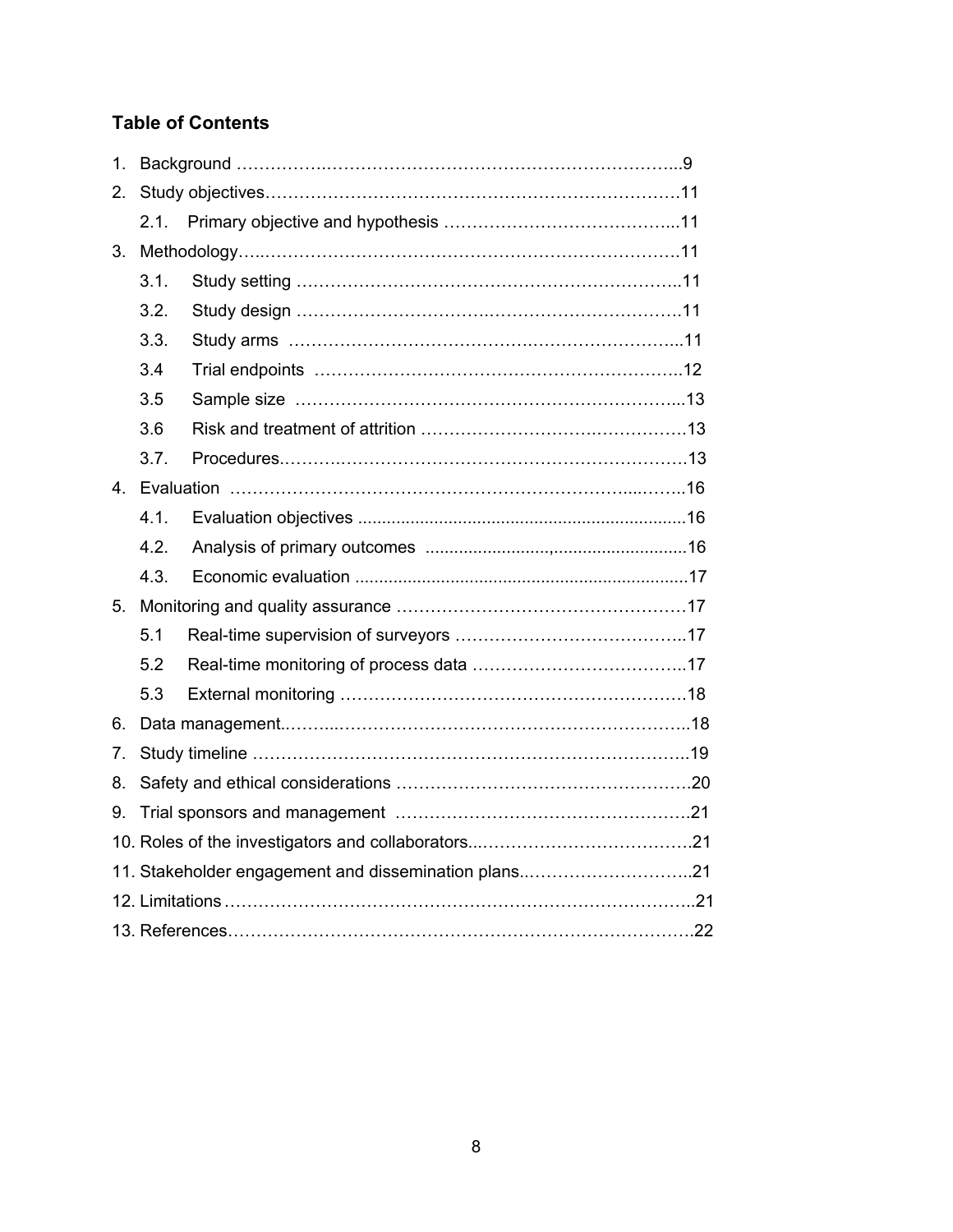## Table of Contents

1. Background ……………………………………………………………………...9
2. Study objectives……………………………………………………………….11
   - 2.1. Primary objective and hypothesis …………………………………...11
3. Methodology…..…………………………………………………………………11
   - 3.1. Study setting ………………………………………………………….11
   - 3.2. Study design ………………………………………………………….11
   - 3.3. Study arms ……………………………………………………………...11
   - 3.4 Trial endpoints ………………………………………………………..12
   - 3.5 Sample size …………………………………………………………...13
   - 3.6 Risk and treatment of attrition ………………………………………….13
   - 3.7. Procedures.………………………………………………………………13
4. Evaluation …………………………………………………………………..……..16
   - 4.1. Evaluation objectives .......................................................................16
   - 4.2. Analysis of primary outcomes .......................,.............................16
   - 4.3. Economic evaluation .......................................................................17
5. Monitoring and quality assurance …………………………………………….17
   - 5.1 Real-time supervision of surveyors …………………………………..17
   - 5.2 Real-time monitoring of process data ………………………………..17
   - 5.3 External monitoring ……………………………………………………18
6. Data management..……..……………………………………………………..18
7. Study timeline ………………………………………………………………….19
8. Safety and ethical considerations …………………………………………….20
9. Trial sponsors and management ……………………………………………..21
10. Roles of the investigators and collaborators..………………………………..21
11. Stakeholder engagement and dissemination plans..………………………..21
12. Limitations ………………………………………………………………………..21
13. References……………………………………………………………………….22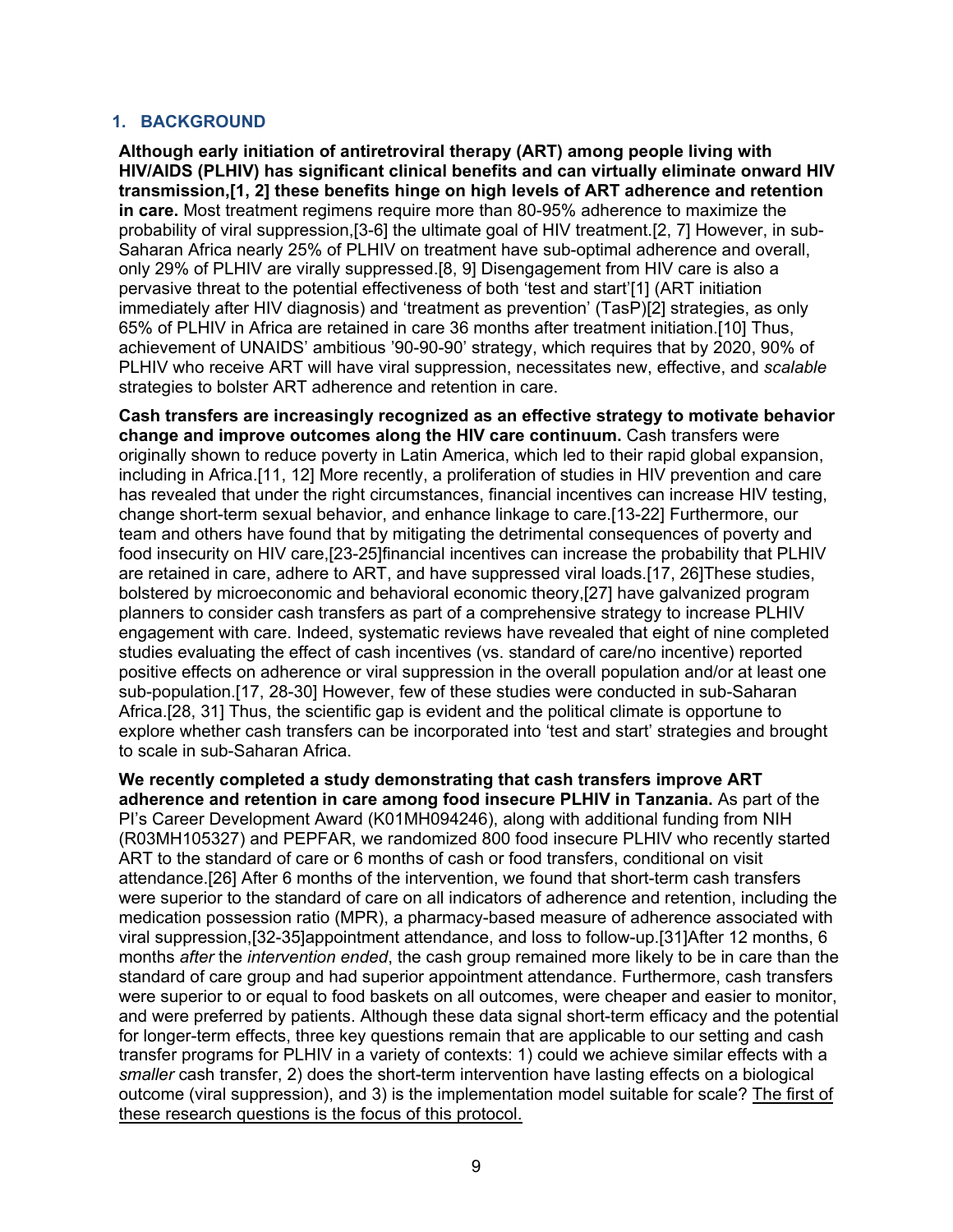## 1. BACKGROUND

**Although early initiation of antiretroviral therapy (ART) among people living with HIV/AIDS (PLHIV) has significant clinical benefits and can virtually eliminate onward HIV transmission,[1, 2] these benefits hinge on high levels of ART adherence and retention in care.** Most treatment regimens require more than 80-95% adherence to maximize the probability of viral suppression,[3-6] the ultimate goal of HIV treatment.[2, 7] However, in sub-Saharan Africa nearly 25% of PLHIV on treatment have sub-optimal adherence and overall, only 29% of PLHIV are virally suppressed.[8, 9] Disengagement from HIV care is also a pervasive threat to the potential effectiveness of both 'test and start'[1] (ART initiation immediately after HIV diagnosis) and 'treatment as prevention' (TasP)[2] strategies, as only 65% of PLHIV in Africa are retained in care 36 months after treatment initiation.[10] Thus, achievement of UNAIDS' ambitious '90-90-90' strategy, which requires that by 2020, 90% of PLHIV who receive ART will have viral suppression, necessitates new, effective, and *scalable* strategies to bolster ART adherence and retention in care.

**Cash transfers are increasingly recognized as an effective strategy to motivate behavior change and improve outcomes along the HIV care continuum.** Cash transfers were originally shown to reduce poverty in Latin America, which led to their rapid global expansion, including in Africa.[11, 12] More recently, a proliferation of studies in HIV prevention and care has revealed that under the right circumstances, financial incentives can increase HIV testing, change short-term sexual behavior, and enhance linkage to care.[13-22] Furthermore, our team and others have found that by mitigating the detrimental consequences of poverty and food insecurity on HIV care,[23-25]financial incentives can increase the probability that PLHIV are retained in care, adhere to ART, and have suppressed viral loads.[17, 26]These studies, bolstered by microeconomic and behavioral economic theory,[27] have galvanized program planners to consider cash transfers as part of a comprehensive strategy to increase PLHIV engagement with care. Indeed, systematic reviews have revealed that eight of nine completed studies evaluating the effect of cash incentives (vs. standard of care/no incentive) reported positive effects on adherence or viral suppression in the overall population and/or at least one sub-population.[17, 28-30] However, few of these studies were conducted in sub-Saharan Africa.[28, 31] Thus, the scientific gap is evident and the political climate is opportune to explore whether cash transfers can be incorporated into 'test and start' strategies and brought to scale in sub-Saharan Africa.

**We recently completed a study demonstrating that cash transfers improve ART adherence and retention in care among food insecure PLHIV in Tanzania.** As part of the PI's Career Development Award (K01MH094246), along with additional funding from NIH (R03MH105327) and PEPFAR, we randomized 800 food insecure PLHIV who recently started ART to the standard of care or 6 months of cash or food transfers, conditional on visit attendance.[26] After 6 months of the intervention, we found that short-term cash transfers were superior to the standard of care on all indicators of adherence and retention, including the medication possession ratio (MPR), a pharmacy-based measure of adherence associated with viral suppression,[32-35]appointment attendance, and loss to follow-up.[31]After 12 months, 6 months *after* the *intervention ended*, the cash group remained more likely to be in care than the standard of care group and had superior appointment attendance. Furthermore, cash transfers were superior to or equal to food baskets on all outcomes, were cheaper and easier to monitor, and were preferred by patients. Although these data signal short-term efficacy and the potential for longer-term effects, three key questions remain that are applicable to our setting and cash transfer programs for PLHIV in a variety of contexts: 1) could we achieve similar effects with a *smaller* cash transfer, 2) does the short-term intervention have lasting effects on a biological outcome (viral suppression), and 3) is the implementation model suitable for scale? <u>The first of these research questions is the focus of this protocol.</u>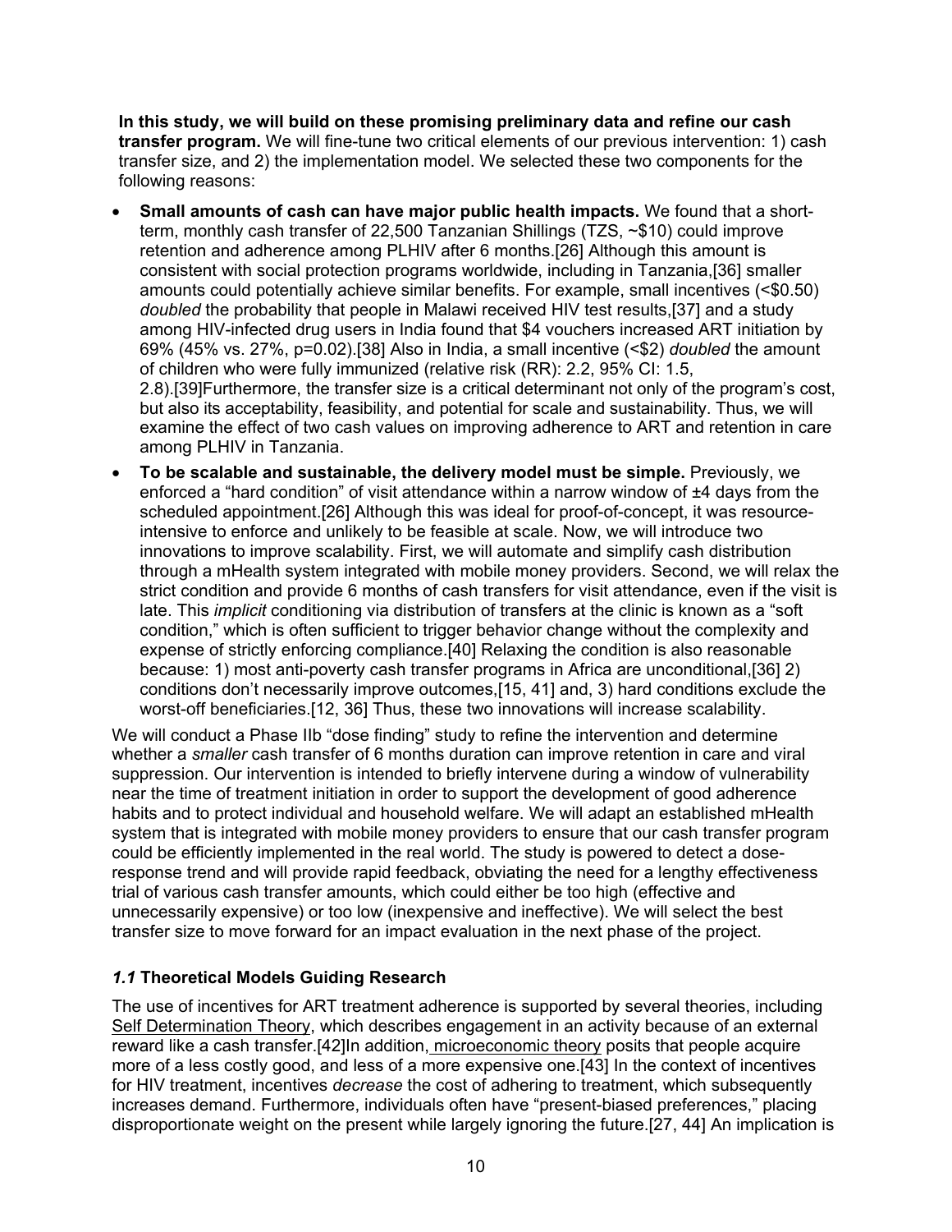**In this study, we will build on these promising preliminary data and refine our cash transfer program.** We will fine-tune two critical elements of our previous intervention: 1) cash transfer size, and 2) the implementation model. We selected these two components for the following reasons:

- **Small amounts of cash can have major public health impacts.** We found that a short-term, monthly cash transfer of 22,500 Tanzanian Shillings (TZS, ~$10) could improve retention and adherence among PLHIV after 6 months.[26] Although this amount is consistent with social protection programs worldwide, including in Tanzania,[36] smaller amounts could potentially achieve similar benefits. For example, small incentives (<$0.50) *doubled* the probability that people in Malawi received HIV test results,[37] and a study among HIV-infected drug users in India found that $4 vouchers increased ART initiation by 69% (45% vs. 27%, p=0.02).[38] Also in India, a small incentive (<$2) *doubled* the amount of children who were fully immunized (relative risk (RR): 2.2, 95% CI: 1.5, 2.8).[39]Furthermore, the transfer size is a critical determinant not only of the program's cost, but also its acceptability, feasibility, and potential for scale and sustainability. Thus, we will examine the effect of two cash values on improving adherence to ART and retention in care among PLHIV in Tanzania.
- **To be scalable and sustainable, the delivery model must be simple.** Previously, we enforced a "hard condition" of visit attendance within a narrow window of ±4 days from the scheduled appointment.[26] Although this was ideal for proof-of-concept, it was resource-intensive to enforce and unlikely to be feasible at scale. Now, we will introduce two innovations to improve scalability. First, we will automate and simplify cash distribution through a mHealth system integrated with mobile money providers. Second, we will relax the strict condition and provide 6 months of cash transfers for visit attendance, even if the visit is late. This *implicit* conditioning via distribution of transfers at the clinic is known as a "soft condition," which is often sufficient to trigger behavior change without the complexity and expense of strictly enforcing compliance.[40] Relaxing the condition is also reasonable because: 1) most anti-poverty cash transfer programs in Africa are unconditional,[36] 2) conditions don't necessarily improve outcomes,[15, 41] and, 3) hard conditions exclude the worst-off beneficiaries.[12, 36] Thus, these two innovations will increase scalability.

We will conduct a Phase IIb "dose finding" study to refine the intervention and determine whether a *smaller* cash transfer of 6 months duration can improve retention in care and viral suppression. Our intervention is intended to briefly intervene during a window of vulnerability near the time of treatment initiation in order to support the development of good adherence habits and to protect individual and household welfare. We will adapt an established mHealth system that is integrated with mobile money providers to ensure that our cash transfer program could be efficiently implemented in the real world. The study is powered to detect a dose-response trend and will provide rapid feedback, obviating the need for a lengthy effectiveness trial of various cash transfer amounts, which could either be too high (effective and unnecessarily expensive) or too low (inexpensive and ineffective). We will select the best transfer size to move forward for an impact evaluation in the next phase of the project.

### *1.1* Theoretical Models Guiding Research

The use of incentives for ART treatment adherence is supported by several theories, including Self Determination Theory, which describes engagement in an activity because of an external reward like a cash transfer.[42]In addition, microeconomic theory posits that people acquire more of a less costly good, and less of a more expensive one.[43] In the context of incentives for HIV treatment, incentives *decrease* the cost of adhering to treatment, which subsequently increases demand. Furthermore, individuals often have "present-biased preferences," placing disproportionate weight on the present while largely ignoring the future.[27, 44] An implication is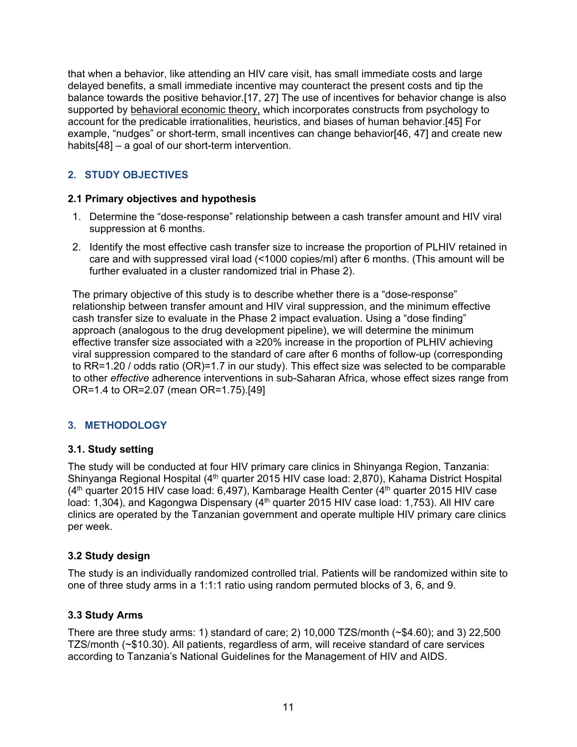that when a behavior, like attending an HIV care visit, has small immediate costs and large delayed benefits, a small immediate incentive may counteract the present costs and tip the balance towards the positive behavior.[17, 27] The use of incentives for behavior change is also supported by behavioral economic theory, which incorporates constructs from psychology to account for the predicable irrationalities, heuristics, and biases of human behavior.[45] For example, "nudges" or short-term, small incentives can change behavior[46, 47] and create new habits[48] – a goal of our short-term intervention.

## 2. STUDY OBJECTIVES

### 2.1 Primary objectives and hypothesis

1. Determine the "dose-response" relationship between a cash transfer amount and HIV viral suppression at 6 months.
2. Identify the most effective cash transfer size to increase the proportion of PLHIV retained in care and with suppressed viral load (<1000 copies/ml) after 6 months. (This amount will be further evaluated in a cluster randomized trial in Phase 2).

The primary objective of this study is to describe whether there is a "dose-response" relationship between transfer amount and HIV viral suppression, and the minimum effective cash transfer size to evaluate in the Phase 2 impact evaluation. Using a "dose finding" approach (analogous to the drug development pipeline), we will determine the minimum effective transfer size associated with a ≥20% increase in the proportion of PLHIV achieving viral suppression compared to the standard of care after 6 months of follow-up (corresponding to RR=1.20 / odds ratio (OR)=1.7 in our study). This effect size was selected to be comparable to other *effective* adherence interventions in sub-Saharan Africa, whose effect sizes range from OR=1.4 to OR=2.07 (mean OR=1.75).[49]

## 3. METHODOLOGY

### 3.1. Study setting

The study will be conducted at four HIV primary care clinics in Shinyanga Region, Tanzania: Shinyanga Regional Hospital (4th quarter 2015 HIV case load: 2,870), Kahama District Hospital (4th quarter 2015 HIV case load: 6,497), Kambarage Health Center (4th quarter 2015 HIV case load: 1,304), and Kagongwa Dispensary (4th quarter 2015 HIV case load: 1,753). All HIV care clinics are operated by the Tanzanian government and operate multiple HIV primary care clinics per week.

### 3.2 Study design

The study is an individually randomized controlled trial. Patients will be randomized within site to one of three study arms in a 1:1:1 ratio using random permuted blocks of 3, 6, and 9.

### 3.3 Study Arms

There are three study arms: 1) standard of care; 2) 10,000 TZS/month (~$4.60); and 3) 22,500 TZS/month (~$10.30). All patients, regardless of arm, will receive standard of care services according to Tanzania's National Guidelines for the Management of HIV and AIDS.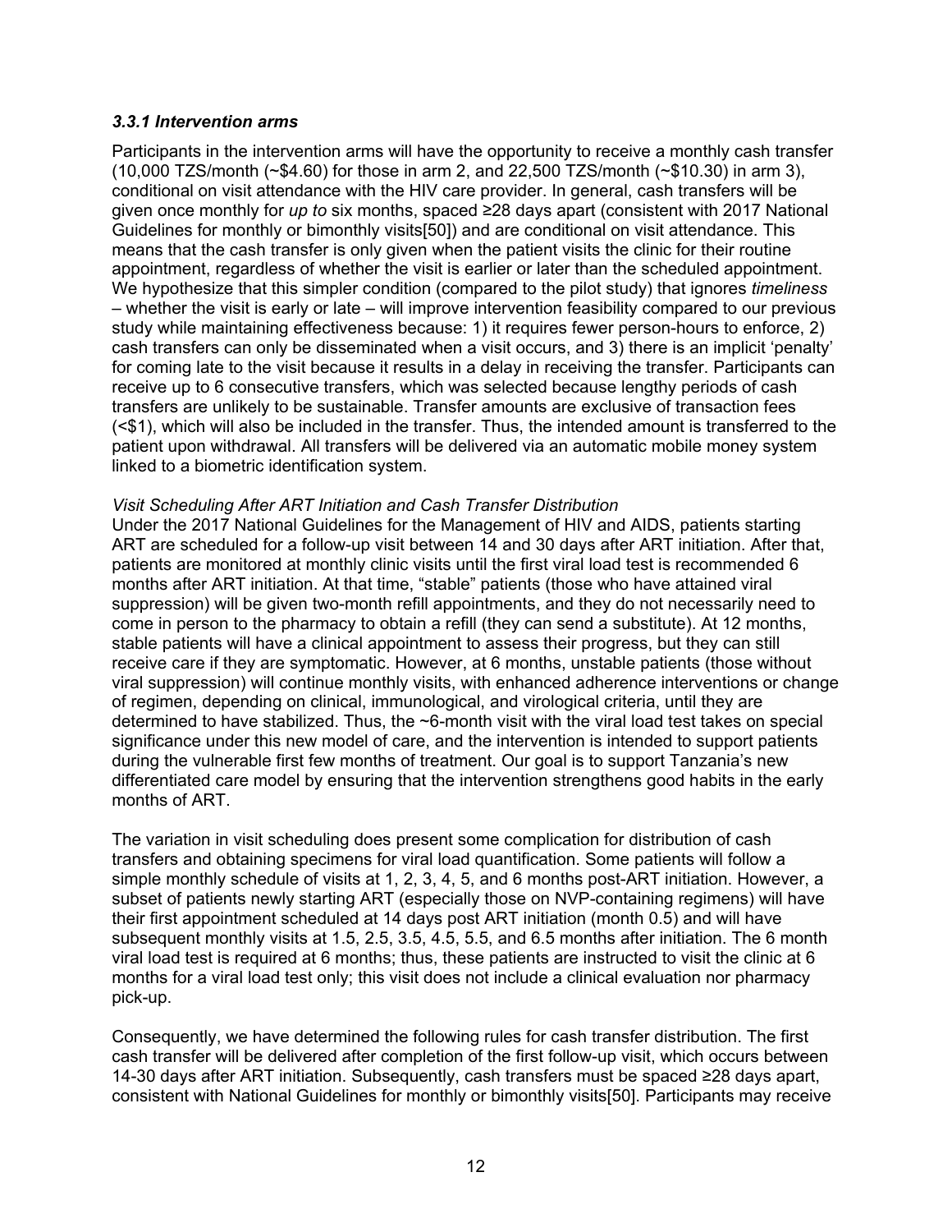### *3.3.1 Intervention arms*

Participants in the intervention arms will have the opportunity to receive a monthly cash transfer (10,000 TZS/month (~$4.60) for those in arm 2, and 22,500 TZS/month (~$10.30) in arm 3), conditional on visit attendance with the HIV care provider. In general, cash transfers will be given once monthly for *up to* six months, spaced ≥28 days apart (consistent with 2017 National Guidelines for monthly or bimonthly visits[50]) and are conditional on visit attendance. This means that the cash transfer is only given when the patient visits the clinic for their routine appointment, regardless of whether the visit is earlier or later than the scheduled appointment. We hypothesize that this simpler condition (compared to the pilot study) that ignores *timeliness* – whether the visit is early or late – will improve intervention feasibility compared to our previous study while maintaining effectiveness because: 1) it requires fewer person-hours to enforce, 2) cash transfers can only be disseminated when a visit occurs, and 3) there is an implicit 'penalty' for coming late to the visit because it results in a delay in receiving the transfer. Participants can receive up to 6 consecutive transfers, which was selected because lengthy periods of cash transfers are unlikely to be sustainable. Transfer amounts are exclusive of transaction fees (<$1), which will also be included in the transfer. Thus, the intended amount is transferred to the patient upon withdrawal. All transfers will be delivered via an automatic mobile money system linked to a biometric identification system.

*Visit Scheduling After ART Initiation and Cash Transfer Distribution*

Under the 2017 National Guidelines for the Management of HIV and AIDS, patients starting ART are scheduled for a follow-up visit between 14 and 30 days after ART initiation. After that, patients are monitored at monthly clinic visits until the first viral load test is recommended 6 months after ART initiation. At that time, "stable" patients (those who have attained viral suppression) will be given two-month refill appointments, and they do not necessarily need to come in person to the pharmacy to obtain a refill (they can send a substitute). At 12 months, stable patients will have a clinical appointment to assess their progress, but they can still receive care if they are symptomatic. However, at 6 months, unstable patients (those without viral suppression) will continue monthly visits, with enhanced adherence interventions or change of regimen, depending on clinical, immunological, and virological criteria, until they are determined to have stabilized. Thus, the ~6-month visit with the viral load test takes on special significance under this new model of care, and the intervention is intended to support patients during the vulnerable first few months of treatment. Our goal is to support Tanzania's new differentiated care model by ensuring that the intervention strengthens good habits in the early months of ART.

The variation in visit scheduling does present some complication for distribution of cash transfers and obtaining specimens for viral load quantification. Some patients will follow a simple monthly schedule of visits at 1, 2, 3, 4, 5, and 6 months post-ART initiation. However, a subset of patients newly starting ART (especially those on NVP-containing regimens) will have their first appointment scheduled at 14 days post ART initiation (month 0.5) and will have subsequent monthly visits at 1.5, 2.5, 3.5, 4.5, 5.5, and 6.5 months after initiation. The 6 month viral load test is required at 6 months; thus, these patients are instructed to visit the clinic at 6 months for a viral load test only; this visit does not include a clinical evaluation nor pharmacy pick-up.

Consequently, we have determined the following rules for cash transfer distribution. The first cash transfer will be delivered after completion of the first follow-up visit, which occurs between 14-30 days after ART initiation. Subsequently, cash transfers must be spaced ≥28 days apart, consistent with National Guidelines for monthly or bimonthly visits[50]. Participants may receive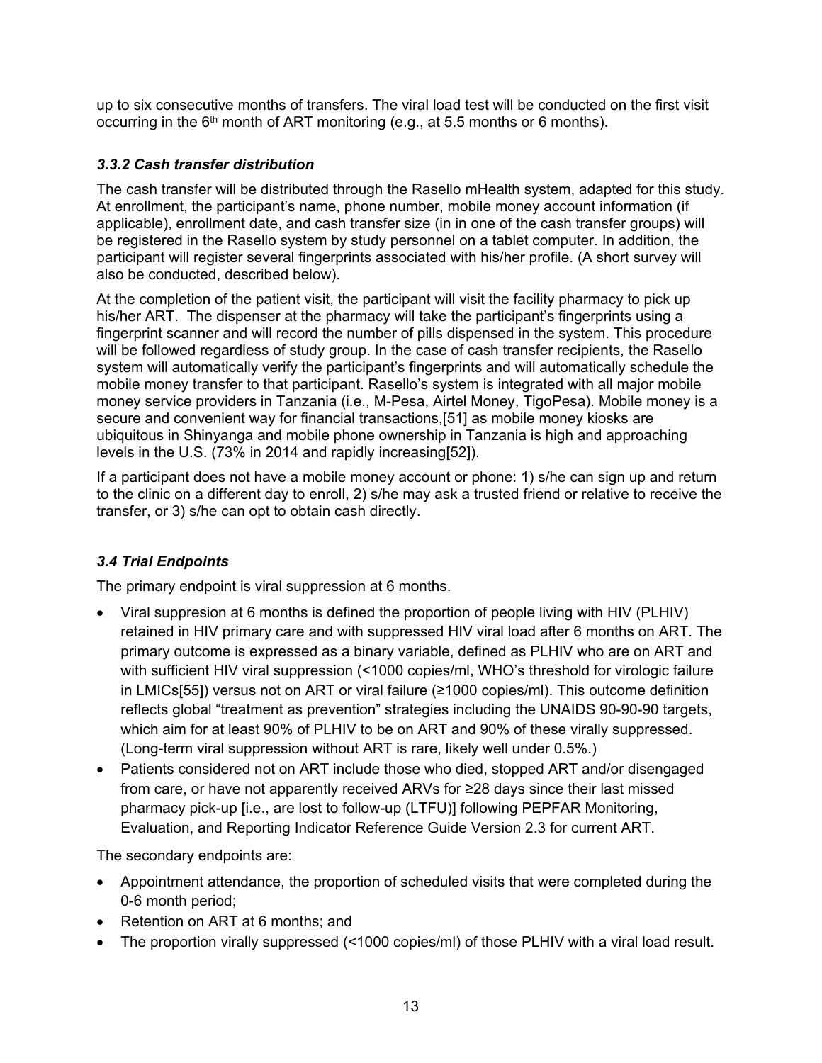up to six consecutive months of transfers. The viral load test will be conducted on the first visit occurring in the 6th month of ART monitoring (e.g., at 5.5 months or 6 months).

### *3.3.2 Cash transfer distribution*

The cash transfer will be distributed through the Rasello mHealth system, adapted for this study. At enrollment, the participant's name, phone number, mobile money account information (if applicable), enrollment date, and cash transfer size (in in one of the cash transfer groups) will be registered in the Rasello system by study personnel on a tablet computer. In addition, the participant will register several fingerprints associated with his/her profile. (A short survey will also be conducted, described below).

At the completion of the patient visit, the participant will visit the facility pharmacy to pick up his/her ART. The dispenser at the pharmacy will take the participant's fingerprints using a fingerprint scanner and will record the number of pills dispensed in the system. This procedure will be followed regardless of study group. In the case of cash transfer recipients, the Rasello system will automatically verify the participant's fingerprints and will automatically schedule the mobile money transfer to that participant. Rasello's system is integrated with all major mobile money service providers in Tanzania (i.e., M-Pesa, Airtel Money, TigoPesa). Mobile money is a secure and convenient way for financial transactions,[51] as mobile money kiosks are ubiquitous in Shinyanga and mobile phone ownership in Tanzania is high and approaching levels in the U.S. (73% in 2014 and rapidly increasing[52]).

If a participant does not have a mobile money account or phone: 1) s/he can sign up and return to the clinic on a different day to enroll, 2) s/he may ask a trusted friend or relative to receive the transfer, or 3) s/he can opt to obtain cash directly.

### *3.4 Trial Endpoints*

The primary endpoint is viral suppression at 6 months.

- Viral suppresion at 6 months is defined the proportion of people living with HIV (PLHIV) retained in HIV primary care and with suppressed HIV viral load after 6 months on ART. The primary outcome is expressed as a binary variable, defined as PLHIV who are on ART and with sufficient HIV viral suppression (<1000 copies/ml, WHO's threshold for virologic failure in LMICs[55]) versus not on ART or viral failure (≥1000 copies/ml). This outcome definition reflects global "treatment as prevention" strategies including the UNAIDS 90-90-90 targets, which aim for at least 90% of PLHIV to be on ART and 90% of these virally suppressed. (Long-term viral suppression without ART is rare, likely well under 0.5%.)
- Patients considered not on ART include those who died, stopped ART and/or disengaged from care, or have not apparently received ARVs for ≥28 days since their last missed pharmacy pick-up [i.e., are lost to follow-up (LTFU)] following PEPFAR Monitoring, Evaluation, and Reporting Indicator Reference Guide Version 2.3 for current ART.

The secondary endpoints are:

- Appointment attendance, the proportion of scheduled visits that were completed during the 0-6 month period;
- Retention on ART at 6 months; and
- The proportion virally suppressed (<1000 copies/ml) of those PLHIV with a viral load result.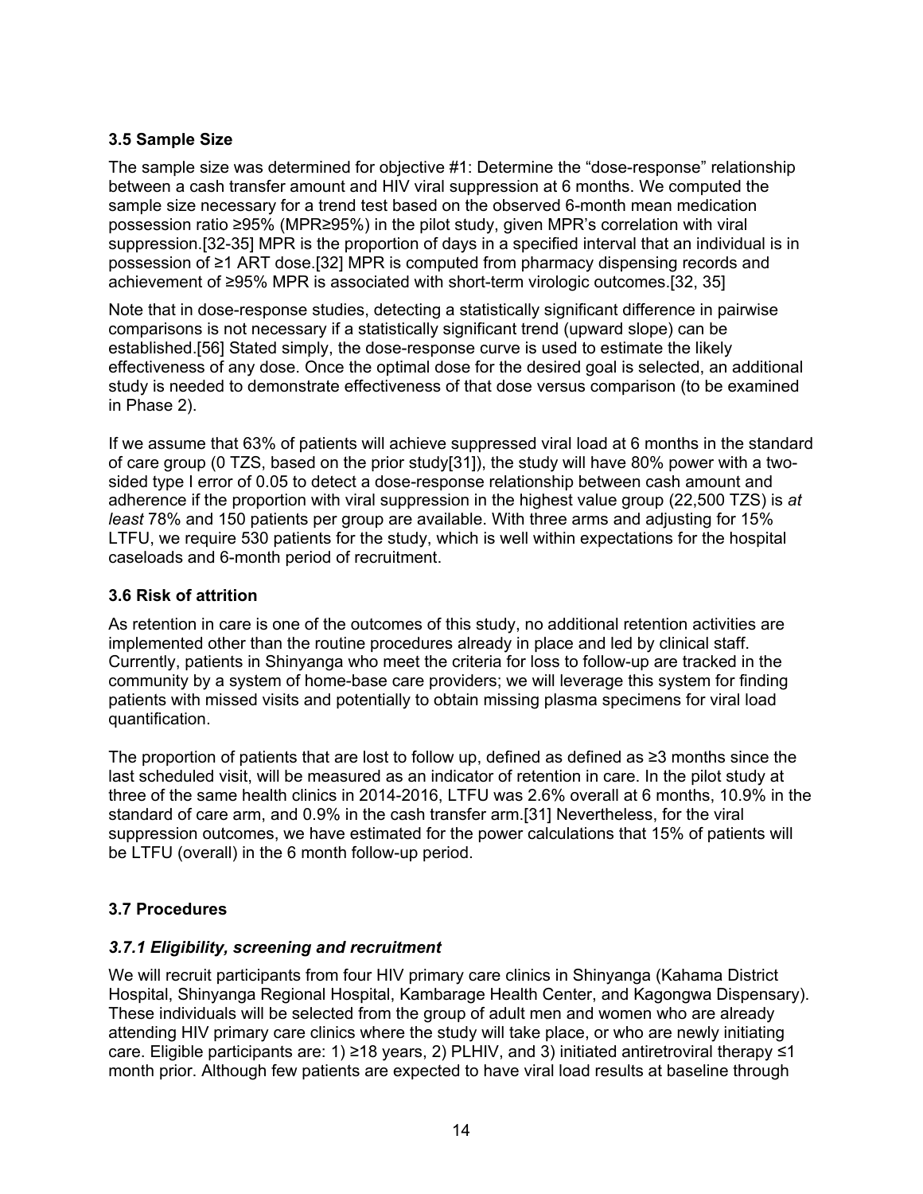### 3.5 Sample Size

The sample size was determined for objective #1: Determine the "dose-response" relationship between a cash transfer amount and HIV viral suppression at 6 months. We computed the sample size necessary for a trend test based on the observed 6-month mean medication possession ratio ≥95% (MPR≥95%) in the pilot study, given MPR's correlation with viral suppression.[32-35] MPR is the proportion of days in a specified interval that an individual is in possession of ≥1 ART dose.[32] MPR is computed from pharmacy dispensing records and achievement of ≥95% MPR is associated with short-term virologic outcomes.[32, 35]

Note that in dose-response studies, detecting a statistically significant difference in pairwise comparisons is not necessary if a statistically significant trend (upward slope) can be established.[56] Stated simply, the dose-response curve is used to estimate the likely effectiveness of any dose. Once the optimal dose for the desired goal is selected, an additional study is needed to demonstrate effectiveness of that dose versus comparison (to be examined in Phase 2).

If we assume that 63% of patients will achieve suppressed viral load at 6 months in the standard of care group (0 TZS, based on the prior study[31]), the study will have 80% power with a two-sided type I error of 0.05 to detect a dose-response relationship between cash amount and adherence if the proportion with viral suppression in the highest value group (22,500 TZS) is *at least* 78% and 150 patients per group are available. With three arms and adjusting for 15% LTFU, we require 530 patients for the study, which is well within expectations for the hospital caseloads and 6-month period of recruitment.

### 3.6 Risk of attrition

As retention in care is one of the outcomes of this study, no additional retention activities are implemented other than the routine procedures already in place and led by clinical staff. Currently, patients in Shinyanga who meet the criteria for loss to follow-up are tracked in the community by a system of home-base care providers; we will leverage this system for finding patients with missed visits and potentially to obtain missing plasma specimens for viral load quantification.

The proportion of patients that are lost to follow up, defined as defined as ≥3 months since the last scheduled visit, will be measured as an indicator of retention in care. In the pilot study at three of the same health clinics in 2014-2016, LTFU was 2.6% overall at 6 months, 10.9% in the standard of care arm, and 0.9% in the cash transfer arm.[31] Nevertheless, for the viral suppression outcomes, we have estimated for the power calculations that 15% of patients will be LTFU (overall) in the 6 month follow-up period.

### 3.7 Procedures

#### *3.7.1 Eligibility, screening and recruitment*

We will recruit participants from four HIV primary care clinics in Shinyanga (Kahama District Hospital, Shinyanga Regional Hospital, Kambarage Health Center, and Kagongwa Dispensary). These individuals will be selected from the group of adult men and women who are already attending HIV primary care clinics where the study will take place, or who are newly initiating care. Eligible participants are: 1) ≥18 years, 2) PLHIV, and 3) initiated antiretroviral therapy ≤1 month prior. Although few patients are expected to have viral load results at baseline through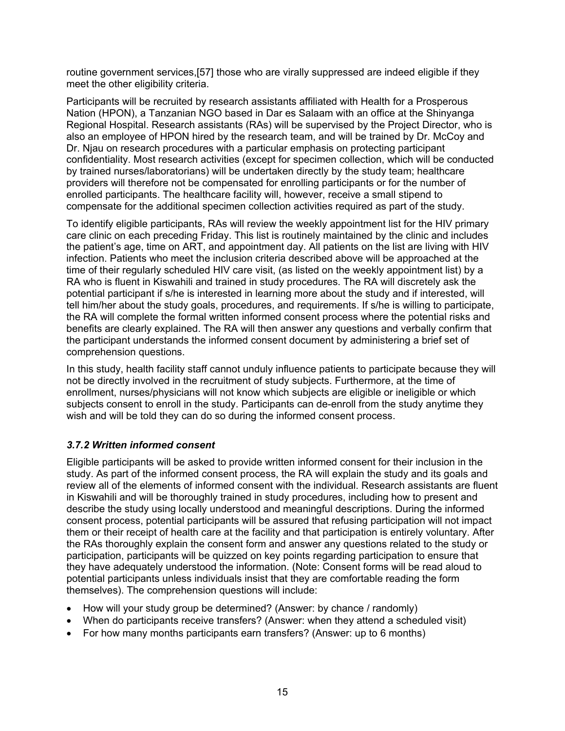routine government services,[57] those who are virally suppressed are indeed eligible if they meet the other eligibility criteria.

Participants will be recruited by research assistants affiliated with Health for a Prosperous Nation (HPON), a Tanzanian NGO based in Dar es Salaam with an office at the Shinyanga Regional Hospital. Research assistants (RAs) will be supervised by the Project Director, who is also an employee of HPON hired by the research team, and will be trained by Dr. McCoy and Dr. Njau on research procedures with a particular emphasis on protecting participant confidentiality. Most research activities (except for specimen collection, which will be conducted by trained nurses/laboratorians) will be undertaken directly by the study team; healthcare providers will therefore not be compensated for enrolling participants or for the number of enrolled participants. The healthcare facility will, however, receive a small stipend to compensate for the additional specimen collection activities required as part of the study.

To identify eligible participants, RAs will review the weekly appointment list for the HIV primary care clinic on each preceding Friday. This list is routinely maintained by the clinic and includes the patient's age, time on ART, and appointment day. All patients on the list are living with HIV infection. Patients who meet the inclusion criteria described above will be approached at the time of their regularly scheduled HIV care visit, (as listed on the weekly appointment list) by a RA who is fluent in Kiswahili and trained in study procedures. The RA will discretely ask the potential participant if s/he is interested in learning more about the study and if interested, will tell him/her about the study goals, procedures, and requirements. If s/he is willing to participate, the RA will complete the formal written informed consent process where the potential risks and benefits are clearly explained. The RA will then answer any questions and verbally confirm that the participant understands the informed consent document by administering a brief set of comprehension questions.

In this study, health facility staff cannot unduly influence patients to participate because they will not be directly involved in the recruitment of study subjects. Furthermore, at the time of enrollment, nurses/physicians will not know which subjects are eligible or ineligible or which subjects consent to enroll in the study. Participants can de-enroll from the study anytime they wish and will be told they can do so during the informed consent process.

### *3.7.2 Written informed consent*

Eligible participants will be asked to provide written informed consent for their inclusion in the study. As part of the informed consent process, the RA will explain the study and its goals and review all of the elements of informed consent with the individual. Research assistants are fluent in Kiswahili and will be thoroughly trained in study procedures, including how to present and describe the study using locally understood and meaningful descriptions. During the informed consent process, potential participants will be assured that refusing participation will not impact them or their receipt of health care at the facility and that participation is entirely voluntary. After the RAs thoroughly explain the consent form and answer any questions related to the study or participation, participants will be quizzed on key points regarding participation to ensure that they have adequately understood the information. (Note: Consent forms will be read aloud to potential participants unless individuals insist that they are comfortable reading the form themselves). The comprehension questions will include:

- How will your study group be determined? (Answer: by chance / randomly)
- When do participants receive transfers? (Answer: when they attend a scheduled visit)
- For how many months participants earn transfers? (Answer: up to 6 months)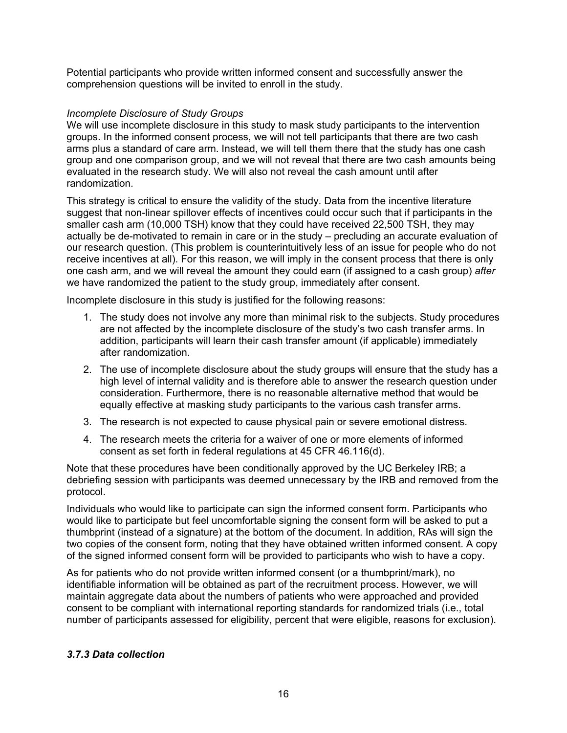Potential participants who provide written informed consent and successfully answer the comprehension questions will be invited to enroll in the study.

*Incomplete Disclosure of Study Groups*

We will use incomplete disclosure in this study to mask study participants to the intervention groups. In the informed consent process, we will not tell participants that there are two cash arms plus a standard of care arm. Instead, we will tell them there that the study has one cash group and one comparison group, and we will not reveal that there are two cash amounts being evaluated in the research study. We will also not reveal the cash amount until after randomization.

This strategy is critical to ensure the validity of the study. Data from the incentive literature suggest that non-linear spillover effects of incentives could occur such that if participants in the smaller cash arm (10,000 TSH) know that they could have received 22,500 TSH, they may actually be de-motivated to remain in care or in the study – precluding an accurate evaluation of our research question. (This problem is counterintuitively less of an issue for people who do not receive incentives at all). For this reason, we will imply in the consent process that there is only one cash arm, and we will reveal the amount they could earn (if assigned to a cash group) *after* we have randomized the patient to the study group, immediately after consent.

Incomplete disclosure in this study is justified for the following reasons:

1. The study does not involve any more than minimal risk to the subjects. Study procedures are not affected by the incomplete disclosure of the study's two cash transfer arms. In addition, participants will learn their cash transfer amount (if applicable) immediately after randomization.
2. The use of incomplete disclosure about the study groups will ensure that the study has a high level of internal validity and is therefore able to answer the research question under consideration. Furthermore, there is no reasonable alternative method that would be equally effective at masking study participants to the various cash transfer arms.
3. The research is not expected to cause physical pain or severe emotional distress.
4. The research meets the criteria for a waiver of one or more elements of informed consent as set forth in federal regulations at 45 CFR 46.116(d).

Note that these procedures have been conditionally approved by the UC Berkeley IRB; a debriefing session with participants was deemed unnecessary by the IRB and removed from the protocol.

Individuals who would like to participate can sign the informed consent form. Participants who would like to participate but feel uncomfortable signing the consent form will be asked to put a thumbprint (instead of a signature) at the bottom of the document. In addition, RAs will sign the two copies of the consent form, noting that they have obtained written informed consent. A copy of the signed informed consent form will be provided to participants who wish to have a copy.

As for patients who do not provide written informed consent (or a thumbprint/mark), no identifiable information will be obtained as part of the recruitment process. However, we will maintain aggregate data about the numbers of patients who were approached and provided consent to be compliant with international reporting standards for randomized trials (i.e., total number of participants assessed for eligibility, percent that were eligible, reasons for exclusion).

### *3.7.3 Data collection*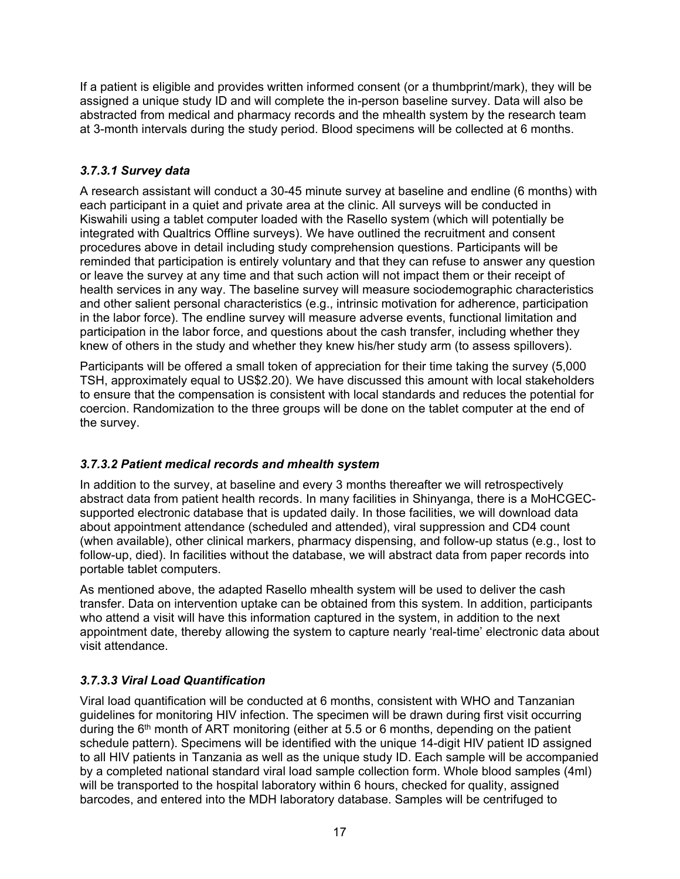If a patient is eligible and provides written informed consent (or a thumbprint/mark), they will be assigned a unique study ID and will complete the in-person baseline survey. Data will also be abstracted from medical and pharmacy records and the mhealth system by the research team at 3-month intervals during the study period. Blood specimens will be collected at 6 months.

### *3.7.3.1 Survey data*

A research assistant will conduct a 30-45 minute survey at baseline and endline (6 months) with each participant in a quiet and private area at the clinic. All surveys will be conducted in Kiswahili using a tablet computer loaded with the Rasello system (which will potentially be integrated with Qualtrics Offline surveys). We have outlined the recruitment and consent procedures above in detail including study comprehension questions. Participants will be reminded that participation is entirely voluntary and that they can refuse to answer any question or leave the survey at any time and that such action will not impact them or their receipt of health services in any way. The baseline survey will measure sociodemographic characteristics and other salient personal characteristics (e.g., intrinsic motivation for adherence, participation in the labor force). The endline survey will measure adverse events, functional limitation and participation in the labor force, and questions about the cash transfer, including whether they knew of others in the study and whether they knew his/her study arm (to assess spillovers).

Participants will be offered a small token of appreciation for their time taking the survey (5,000 TSH, approximately equal to US$2.20). We have discussed this amount with local stakeholders to ensure that the compensation is consistent with local standards and reduces the potential for coercion. Randomization to the three groups will be done on the tablet computer at the end of the survey.

### *3.7.3.2 Patient medical records and mhealth system*

In addition to the survey, at baseline and every 3 months thereafter we will retrospectively abstract data from patient health records. In many facilities in Shinyanga, there is a MoHCGEC-supported electronic database that is updated daily. In those facilities, we will download data about appointment attendance (scheduled and attended), viral suppression and CD4 count (when available), other clinical markers, pharmacy dispensing, and follow-up status (e.g., lost to follow-up, died). In facilities without the database, we will abstract data from paper records into portable tablet computers.

As mentioned above, the adapted Rasello mhealth system will be used to deliver the cash transfer. Data on intervention uptake can be obtained from this system. In addition, participants who attend a visit will have this information captured in the system, in addition to the next appointment date, thereby allowing the system to capture nearly 'real-time' electronic data about visit attendance.

### *3.7.3.3 Viral Load Quantification*

Viral load quantification will be conducted at 6 months, consistent with WHO and Tanzanian guidelines for monitoring HIV infection. The specimen will be drawn during first visit occurring during the 6th month of ART monitoring (either at 5.5 or 6 months, depending on the patient schedule pattern). Specimens will be identified with the unique 14-digit HIV patient ID assigned to all HIV patients in Tanzania as well as the unique study ID. Each sample will be accompanied by a completed national standard viral load sample collection form. Whole blood samples (4ml) will be transported to the hospital laboratory within 6 hours, checked for quality, assigned barcodes, and entered into the MDH laboratory database. Samples will be centrifuged to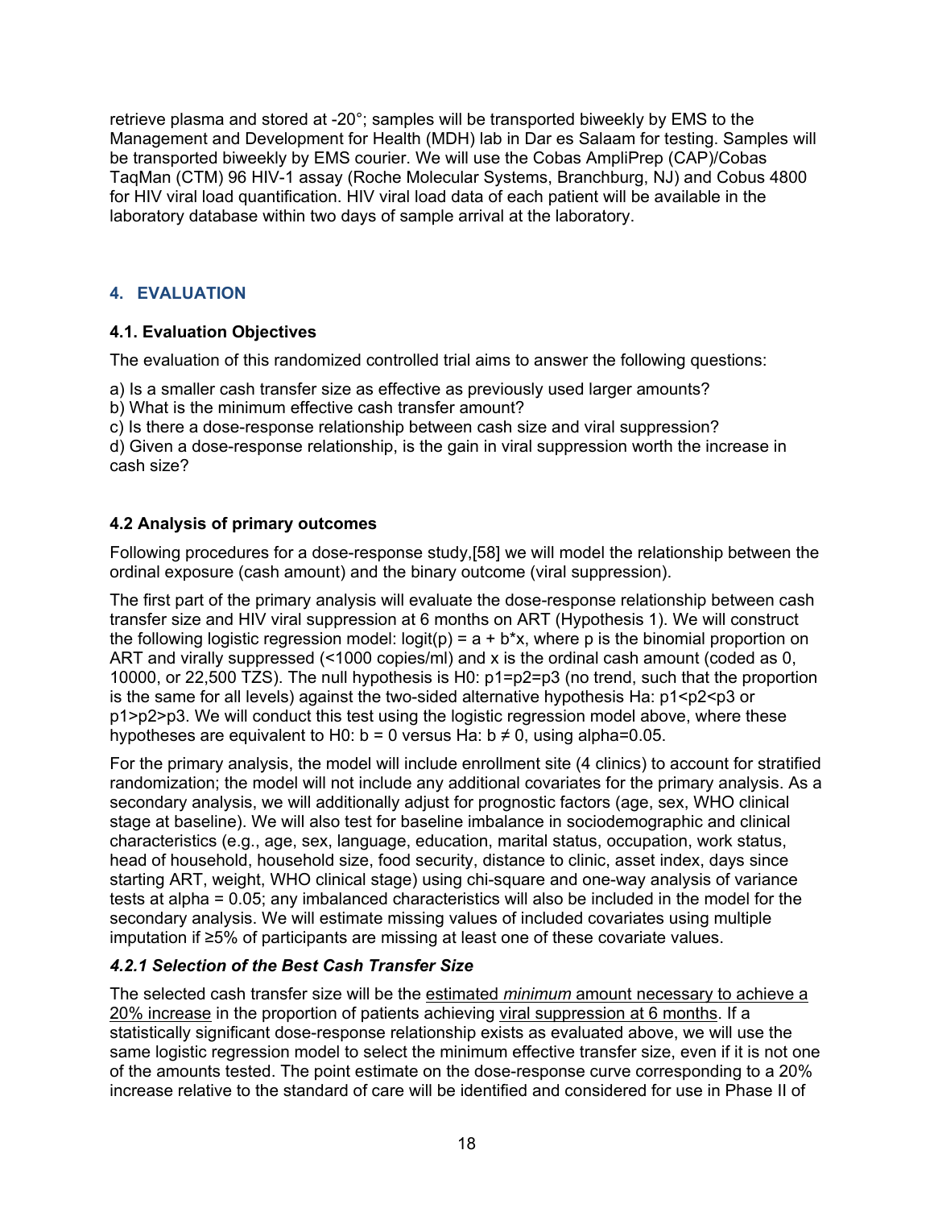retrieve plasma and stored at -20°; samples will be transported biweekly by EMS to the Management and Development for Health (MDH) lab in Dar es Salaam for testing. Samples will be transported biweekly by EMS courier. We will use the Cobas AmpliPrep (CAP)/Cobas TaqMan (CTM) 96 HIV-1 assay (Roche Molecular Systems, Branchburg, NJ) and Cobus 4800 for HIV viral load quantification. HIV viral load data of each patient will be available in the laboratory database within two days of sample arrival at the laboratory.

## 4. EVALUATION

### 4.1. Evaluation Objectives

The evaluation of this randomized controlled trial aims to answer the following questions:

a) Is a smaller cash transfer size as effective as previously used larger amounts?
b) What is the minimum effective cash transfer amount?
c) Is there a dose-response relationship between cash size and viral suppression?
d) Given a dose-response relationship, is the gain in viral suppression worth the increase in cash size?

### 4.2 Analysis of primary outcomes

Following procedures for a dose-response study,[58] we will model the relationship between the ordinal exposure (cash amount) and the binary outcome (viral suppression).

The first part of the primary analysis will evaluate the dose-response relationship between cash transfer size and HIV viral suppression at 6 months on ART (Hypothesis 1). We will construct the following logistic regression model: $\text{logit}(p) = a + b*x$, where p is the binomial proportion on ART and virally suppressed (<1000 copies/ml) and x is the ordinal cash amount (coded as 0, 10000, or 22,500 TZS). The null hypothesis is H0: $p1=p2=p3$ (no trend, such that the proportion is the same for all levels) against the two-sided alternative hypothesis Ha: $p1<p2<p3$ or $p1>p2>p3$. We will conduct this test using the logistic regression model above, where these hypotheses are equivalent to H0: $b = 0$ versus Ha: $b \neq 0$, using alpha=0.05.

For the primary analysis, the model will include enrollment site (4 clinics) to account for stratified randomization; the model will not include any additional covariates for the primary analysis. As a secondary analysis, we will additionally adjust for prognostic factors (age, sex, WHO clinical stage at baseline). We will also test for baseline imbalance in sociodemographic and clinical characteristics (e.g., age, sex, language, education, marital status, occupation, work status, head of household, household size, food security, distance to clinic, asset index, days since starting ART, weight, WHO clinical stage) using chi-square and one-way analysis of variance tests at alpha = 0.05; any imbalanced characteristics will also be included in the model for the secondary analysis. We will estimate missing values of included covariates using multiple imputation if ≥5% of participants are missing at least one of these covariate values.

#### *4.2.1 Selection of the Best Cash Transfer Size*

The selected cash transfer size will be the estimated *minimum* amount necessary to achieve a 20% increase in the proportion of patients achieving viral suppression at 6 months. If a statistically significant dose-response relationship exists as evaluated above, we will use the same logistic regression model to select the minimum effective transfer size, even if it is not one of the amounts tested. The point estimate on the dose-response curve corresponding to a 20% increase relative to the standard of care will be identified and considered for use in Phase II of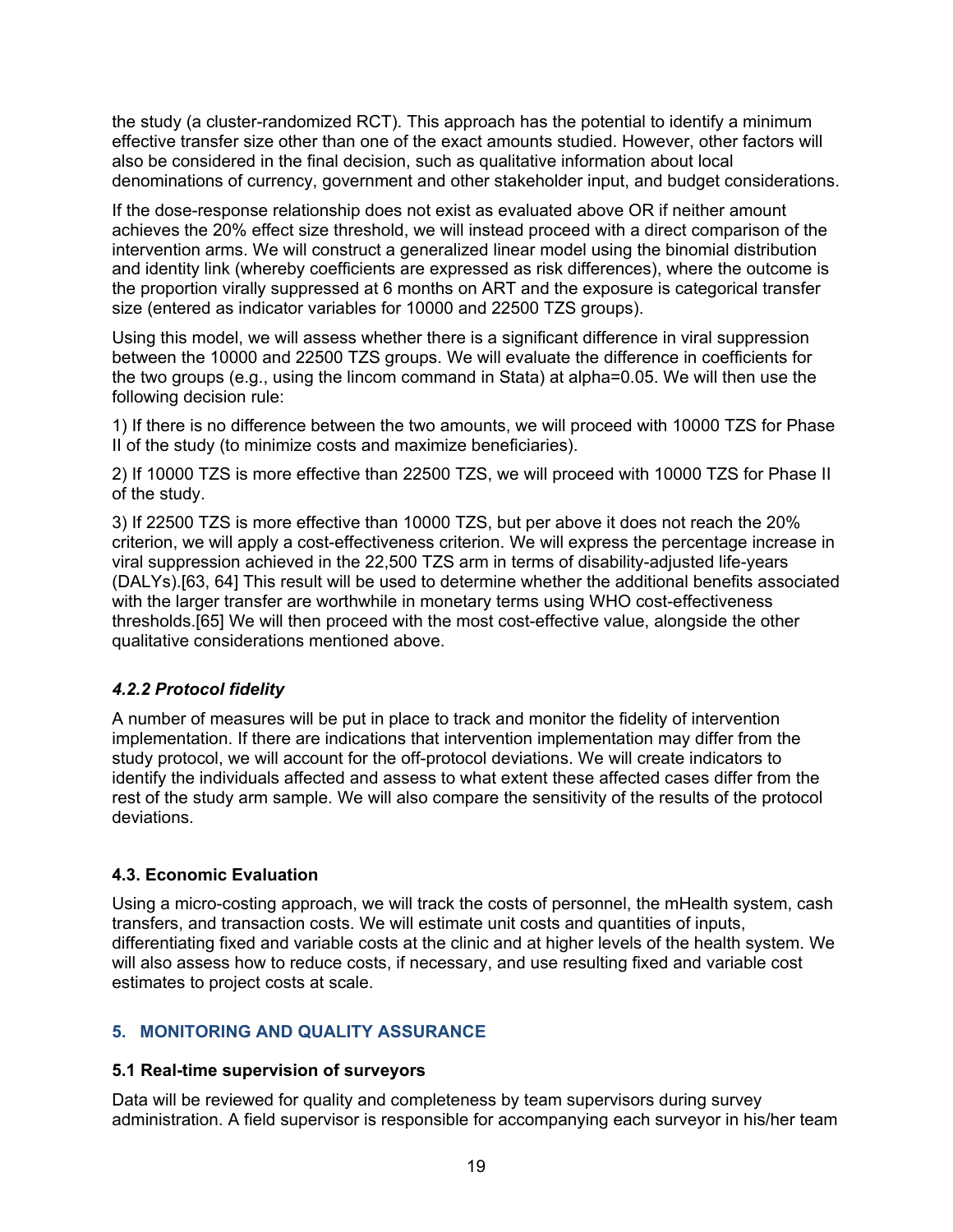the study (a cluster-randomized RCT). This approach has the potential to identify a minimum effective transfer size other than one of the exact amounts studied. However, other factors will also be considered in the final decision, such as qualitative information about local denominations of currency, government and other stakeholder input, and budget considerations.

If the dose-response relationship does not exist as evaluated above OR if neither amount achieves the 20% effect size threshold, we will instead proceed with a direct comparison of the intervention arms. We will construct a generalized linear model using the binomial distribution and identity link (whereby coefficients are expressed as risk differences), where the outcome is the proportion virally suppressed at 6 months on ART and the exposure is categorical transfer size (entered as indicator variables for 10000 and 22500 TZS groups).

Using this model, we will assess whether there is a significant difference in viral suppression between the 10000 and 22500 TZS groups. We will evaluate the difference in coefficients for the two groups (e.g., using the lincom command in Stata) at alpha=0.05. We will then use the following decision rule:

1) If there is no difference between the two amounts, we will proceed with 10000 TZS for Phase II of the study (to minimize costs and maximize beneficiaries).

2) If 10000 TZS is more effective than 22500 TZS, we will proceed with 10000 TZS for Phase II of the study.

3) If 22500 TZS is more effective than 10000 TZS, but per above it does not reach the 20% criterion, we will apply a cost-effectiveness criterion. We will express the percentage increase in viral suppression achieved in the 22,500 TZS arm in terms of disability-adjusted life-years (DALYs).[63, 64] This result will be used to determine whether the additional benefits associated with the larger transfer are worthwhile in monetary terms using WHO cost-effectiveness thresholds.[65] We will then proceed with the most cost-effective value, alongside the other qualitative considerations mentioned above.

#### *4.2.2 Protocol fidelity*

A number of measures will be put in place to track and monitor the fidelity of intervention implementation. If there are indications that intervention implementation may differ from the study protocol, we will account for the off-protocol deviations. We will create indicators to identify the individuals affected and assess to what extent these affected cases differ from the rest of the study arm sample. We will also compare the sensitivity of the results of the protocol deviations.

### 4.3. Economic Evaluation

Using a micro-costing approach, we will track the costs of personnel, the mHealth system, cash transfers, and transaction costs. We will estimate unit costs and quantities of inputs, differentiating fixed and variable costs at the clinic and at higher levels of the health system. We will also assess how to reduce costs, if necessary, and use resulting fixed and variable cost estimates to project costs at scale.

## 5. MONITORING AND QUALITY ASSURANCE

### 5.1 Real-time supervision of surveyors

Data will be reviewed for quality and completeness by team supervisors during survey administration. A field supervisor is responsible for accompanying each surveyor in his/her team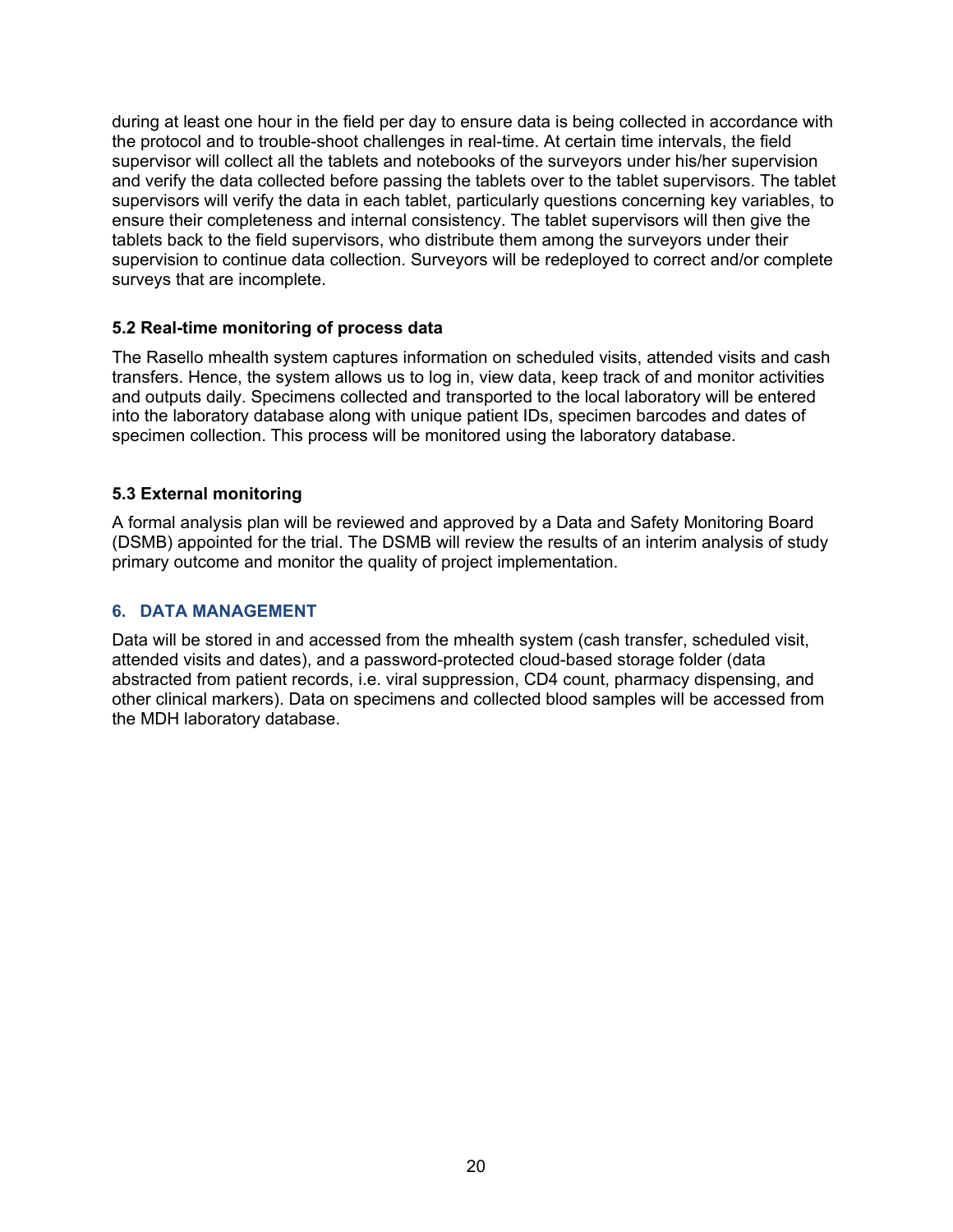during at least one hour in the field per day to ensure data is being collected in accordance with the protocol and to trouble-shoot challenges in real-time. At certain time intervals, the field supervisor will collect all the tablets and notebooks of the surveyors under his/her supervision and verify the data collected before passing the tablets over to the tablet supervisors. The tablet supervisors will verify the data in each tablet, particularly questions concerning key variables, to ensure their completeness and internal consistency. The tablet supervisors will then give the tablets back to the field supervisors, who distribute them among the surveyors under their supervision to continue data collection. Surveyors will be redeployed to correct and/or complete surveys that are incomplete.

### 5.2 Real-time monitoring of process data

The Rasello mhealth system captures information on scheduled visits, attended visits and cash transfers. Hence, the system allows us to log in, view data, keep track of and monitor activities and outputs daily. Specimens collected and transported to the local laboratory will be entered into the laboratory database along with unique patient IDs, specimen barcodes and dates of specimen collection. This process will be monitored using the laboratory database.

### 5.3 External monitoring

A formal analysis plan will be reviewed and approved by a Data and Safety Monitoring Board (DSMB) appointed for the trial. The DSMB will review the results of an interim analysis of study primary outcome and monitor the quality of project implementation.

## 6. DATA MANAGEMENT

Data will be stored in and accessed from the mhealth system (cash transfer, scheduled visit, attended visits and dates), and a password-protected cloud-based storage folder (data abstracted from patient records, i.e. viral suppression, CD4 count, pharmacy dispensing, and other clinical markers). Data on specimens and collected blood samples will be accessed from the MDH laboratory database.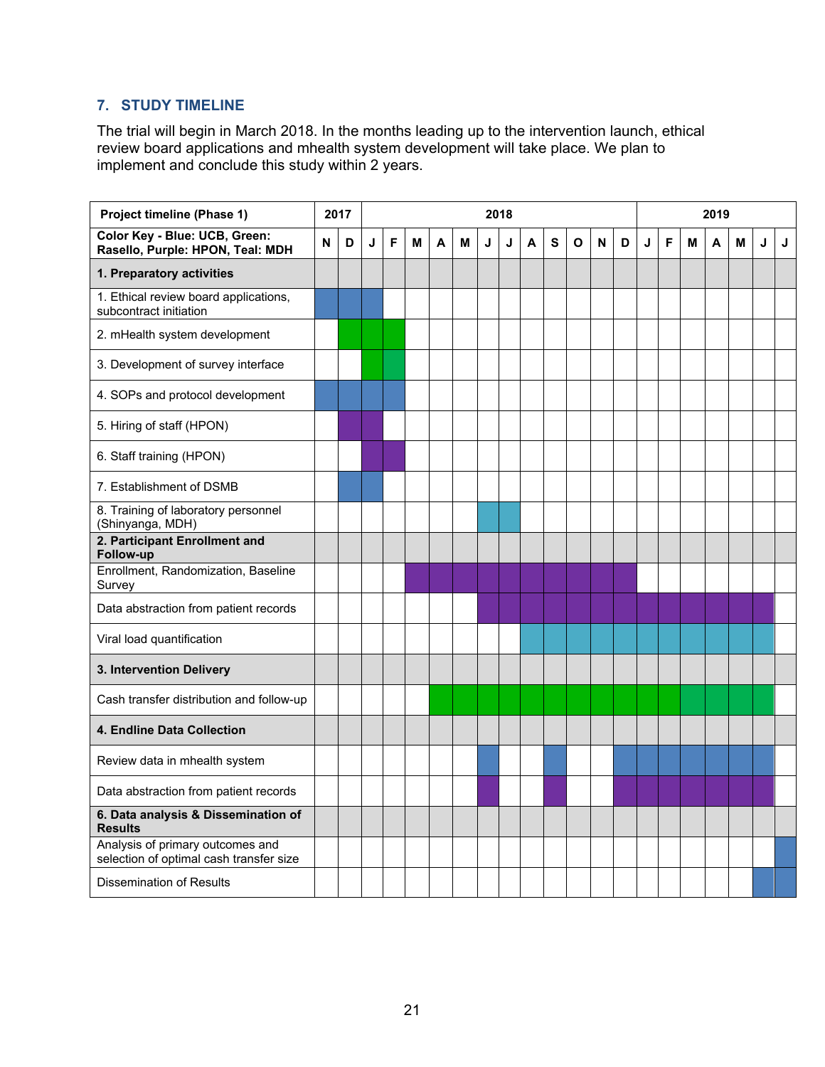## 7. STUDY TIMELINE

The trial will begin in March 2018. In the months leading up to the intervention launch, ethical review board applications and mhealth system development will take place. We plan to implement and conclude this study within 2 years.

| Project timeline (Phase 1) | 2017 | | 2018 | | | | | | | | | | | | 2019 | | | | | | |
|---|---|---|---|---|---|---|---|---|---|---|---|---|---|---|---|---|---|---|---|---|---|
| **Color Key - Blue: UCB, Green: Rasello, Purple: HPON, Teal: MDH** | **N** | **D** | **J** | **F** | **M** | **A** | **M** | **J** | **J** | **A** | **S** | **O** | **N** | **D** | **J** | **F** | **M** | **A** | **M** | **J** | **J** |
| **1. Preparatory activities** | | | | | | | | | | | | | | | | | | | | | |
| 1. Ethical review board applications, subcontract initiation | Blue | Blue | Blue | | | | | | | | | | | | | | | | | | |
| 2. mHealth system development | | Green | Green | Green | | | | | | | | | | | | | | | | | |
| 3. Development of survey interface | | | Green | Green | | | | | | | | | | | | | | | | | |
| 4. SOPs and protocol development | Blue | Blue | Blue | Blue | | | | | | | | | | | | | | | | | |
| 5. Hiring of staff (HPON) | | Purple | Purple | | | | | | | | | | | | | | | | | | |
| 6. Staff training (HPON) | | | Purple | Purple | | | | | | | | | | | | | | | | | |
| 7. Establishment of DSMB | | Blue | Blue | | | | | | | | | | | | | | | | | | |
| 8. Training of laboratory personnel (Shinyanga, MDH) | | | | | | | | Teal | Teal | | | | | | | | | | | | |
| **2. Participant Enrollment and Follow-up** | | | | | | | | | | | | | | | | | | | | | |
| Enrollment, Randomization, Baseline Survey | | | | | Purple | Purple | Purple | Purple | Purple | Purple | Purple | Purple | Purple | Purple | | | | | | | |
| Data abstraction from patient records | | | | | | | | Purple | Purple | Purple | Purple | Purple | Purple | Purple | Purple | Purple | Purple | Purple | Purple | Purple | |
| Viral load quantification | | | | | | | | | | Teal | Teal | Teal | Teal | Teal | Teal | Teal | Teal | Teal | Teal | Teal | |
| **3. Intervention Delivery** | | | | | | | | | | | | | | | | | | | | | |
| Cash transfer distribution and follow-up | | | | | | Green | Green | Green | Green | Green | Green | Green | Green | Green | Green | Green | Green | Green | Green | Green | |
| **4. Endline Data Collection** | | | | | | | | | | | | | | | | | | | | | |
| Review data in mhealth system | | | | | | | | Blue | | | Blue | | | Blue | Blue | Blue | Blue | Blue | Blue | Blue | |
| Data abstraction from patient records | | | | | | | | Purple | | | Purple | | | Purple | Purple | Purple | Purple | Purple | Purple | Purple | |
| **6. Data analysis & Dissemination of Results** | | | | | | | | | | | | | | | | | | | | | |
| Analysis of primary outcomes and selection of optimal cash transfer size | | | | | | | | | | | | | | | | | | | | | Blue |
| Dissemination of Results | | | | | | | | | | | | | | | | | | | | Blue | Blue |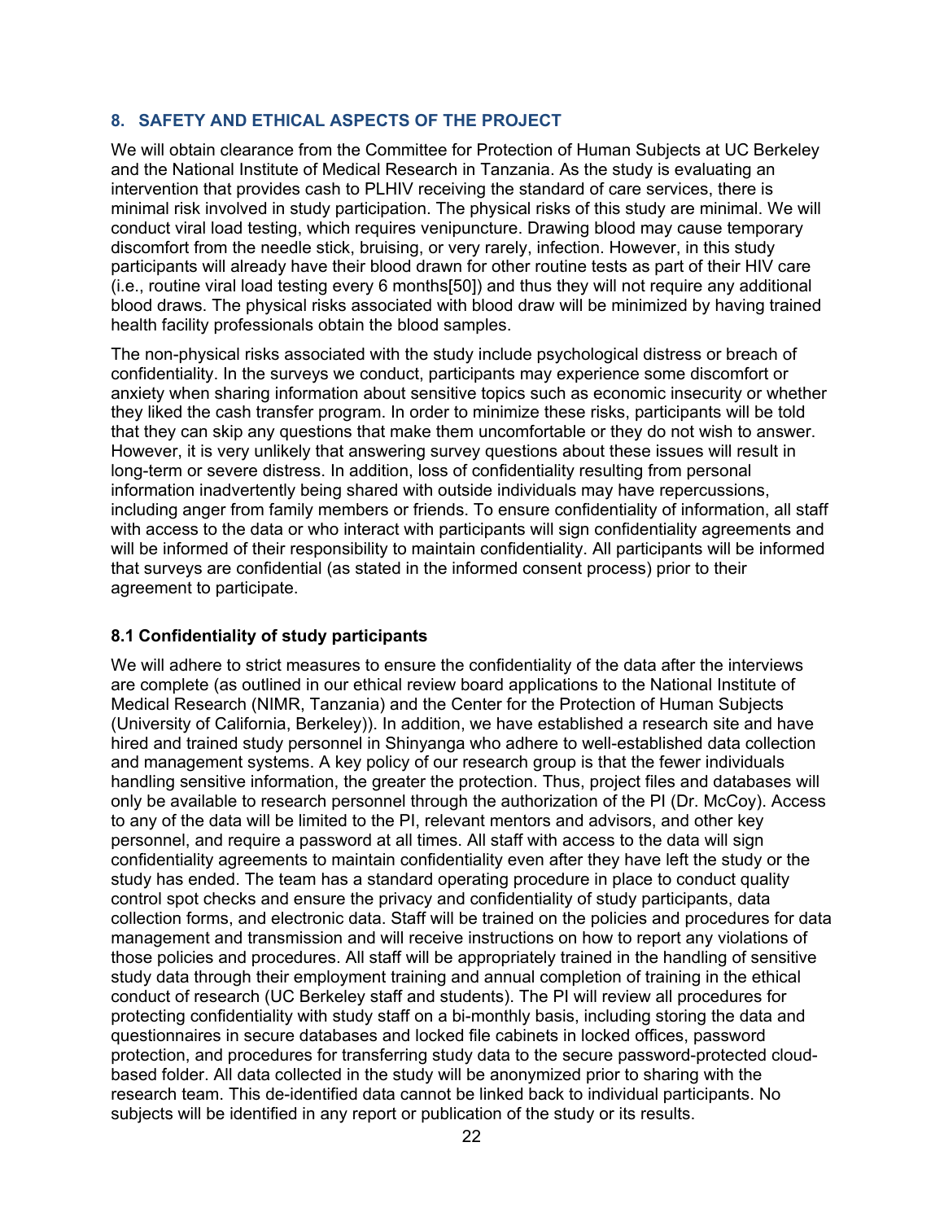## 8. SAFETY AND ETHICAL ASPECTS OF THE PROJECT

We will obtain clearance from the Committee for Protection of Human Subjects at UC Berkeley and the National Institute of Medical Research in Tanzania. As the study is evaluating an intervention that provides cash to PLHIV receiving the standard of care services, there is minimal risk involved in study participation. The physical risks of this study are minimal. We will conduct viral load testing, which requires venipuncture. Drawing blood may cause temporary discomfort from the needle stick, bruising, or very rarely, infection. However, in this study participants will already have their blood drawn for other routine tests as part of their HIV care (i.e., routine viral load testing every 6 months[50]) and thus they will not require any additional blood draws. The physical risks associated with blood draw will be minimized by having trained health facility professionals obtain the blood samples.

The non-physical risks associated with the study include psychological distress or breach of confidentiality. In the surveys we conduct, participants may experience some discomfort or anxiety when sharing information about sensitive topics such as economic insecurity or whether they liked the cash transfer program. In order to minimize these risks, participants will be told that they can skip any questions that make them uncomfortable or they do not wish to answer. However, it is very unlikely that answering survey questions about these issues will result in long-term or severe distress. In addition, loss of confidentiality resulting from personal information inadvertently being shared with outside individuals may have repercussions, including anger from family members or friends. To ensure confidentiality of information, all staff with access to the data or who interact with participants will sign confidentiality agreements and will be informed of their responsibility to maintain confidentiality. All participants will be informed that surveys are confidential (as stated in the informed consent process) prior to their agreement to participate.

### 8.1 Confidentiality of study participants

We will adhere to strict measures to ensure the confidentiality of the data after the interviews are complete (as outlined in our ethical review board applications to the National Institute of Medical Research (NIMR, Tanzania) and the Center for the Protection of Human Subjects (University of California, Berkeley)). In addition, we have established a research site and have hired and trained study personnel in Shinyanga who adhere to well-established data collection and management systems. A key policy of our research group is that the fewer individuals handling sensitive information, the greater the protection. Thus, project files and databases will only be available to research personnel through the authorization of the PI (Dr. McCoy). Access to any of the data will be limited to the PI, relevant mentors and advisors, and other key personnel, and require a password at all times. All staff with access to the data will sign confidentiality agreements to maintain confidentiality even after they have left the study or the study has ended. The team has a standard operating procedure in place to conduct quality control spot checks and ensure the privacy and confidentiality of study participants, data collection forms, and electronic data. Staff will be trained on the policies and procedures for data management and transmission and will receive instructions on how to report any violations of those policies and procedures. All staff will be appropriately trained in the handling of sensitive study data through their employment training and annual completion of training in the ethical conduct of research (UC Berkeley staff and students). The PI will review all procedures for protecting confidentiality with study staff on a bi-monthly basis, including storing the data and questionnaires in secure databases and locked file cabinets in locked offices, password protection, and procedures for transferring study data to the secure password-protected cloud-based folder. All data collected in the study will be anonymized prior to sharing with the research team. This de-identified data cannot be linked back to individual participants. No subjects will be identified in any report or publication of the study or its results.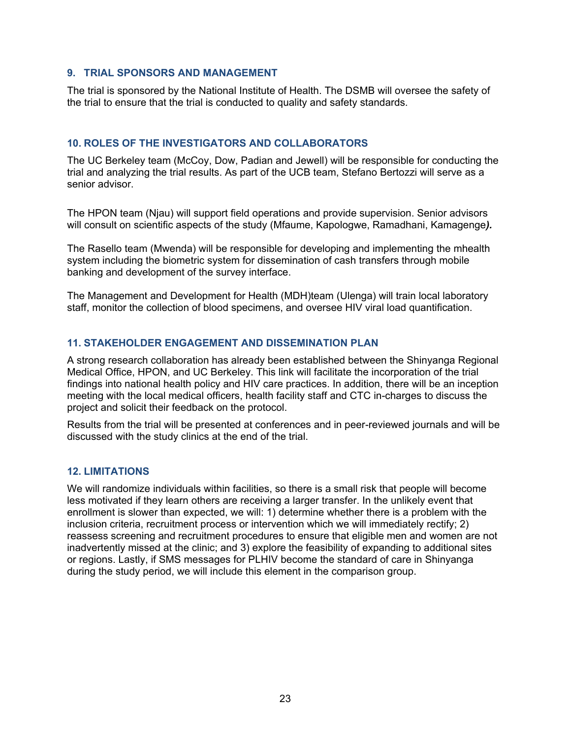## 9. TRIAL SPONSORS AND MANAGEMENT

The trial is sponsored by the National Institute of Health. The DSMB will oversee the safety of the trial to ensure that the trial is conducted to quality and safety standards.

## 10. ROLES OF THE INVESTIGATORS AND COLLABORATORS

The UC Berkeley team (McCoy, Dow, Padian and Jewell) will be responsible for conducting the trial and analyzing the trial results. As part of the UCB team, Stefano Bertozzi will serve as a senior advisor.

The HPON team (Njau) will support field operations and provide supervision. Senior advisors will consult on scientific aspects of the study (Mfaume, Kapologwe, Ramadhani, Kamagenge***).***

The Rasello team (Mwenda) will be responsible for developing and implementing the mhealth system including the biometric system for dissemination of cash transfers through mobile banking and development of the survey interface.

The Management and Development for Health (MDH)team (Ulenga) will train local laboratory staff, monitor the collection of blood specimens, and oversee HIV viral load quantification.

## 11. STAKEHOLDER ENGAGEMENT AND DISSEMINATION PLAN

A strong research collaboration has already been established between the Shinyanga Regional Medical Office, HPON, and UC Berkeley. This link will facilitate the incorporation of the trial findings into national health policy and HIV care practices. In addition, there will be an inception meeting with the local medical officers, health facility staff and CTC in-charges to discuss the project and solicit their feedback on the protocol.

Results from the trial will be presented at conferences and in peer-reviewed journals and will be discussed with the study clinics at the end of the trial.

## 12. LIMITATIONS

We will randomize individuals within facilities, so there is a small risk that people will become less motivated if they learn others are receiving a larger transfer. In the unlikely event that enrollment is slower than expected, we will: 1) determine whether there is a problem with the inclusion criteria, recruitment process or intervention which we will immediately rectify; 2) reassess screening and recruitment procedures to ensure that eligible men and women are not inadvertently missed at the clinic; and 3) explore the feasibility of expanding to additional sites or regions. Lastly, if SMS messages for PLHIV become the standard of care in Shinyanga during the study period, we will include this element in the comparison group.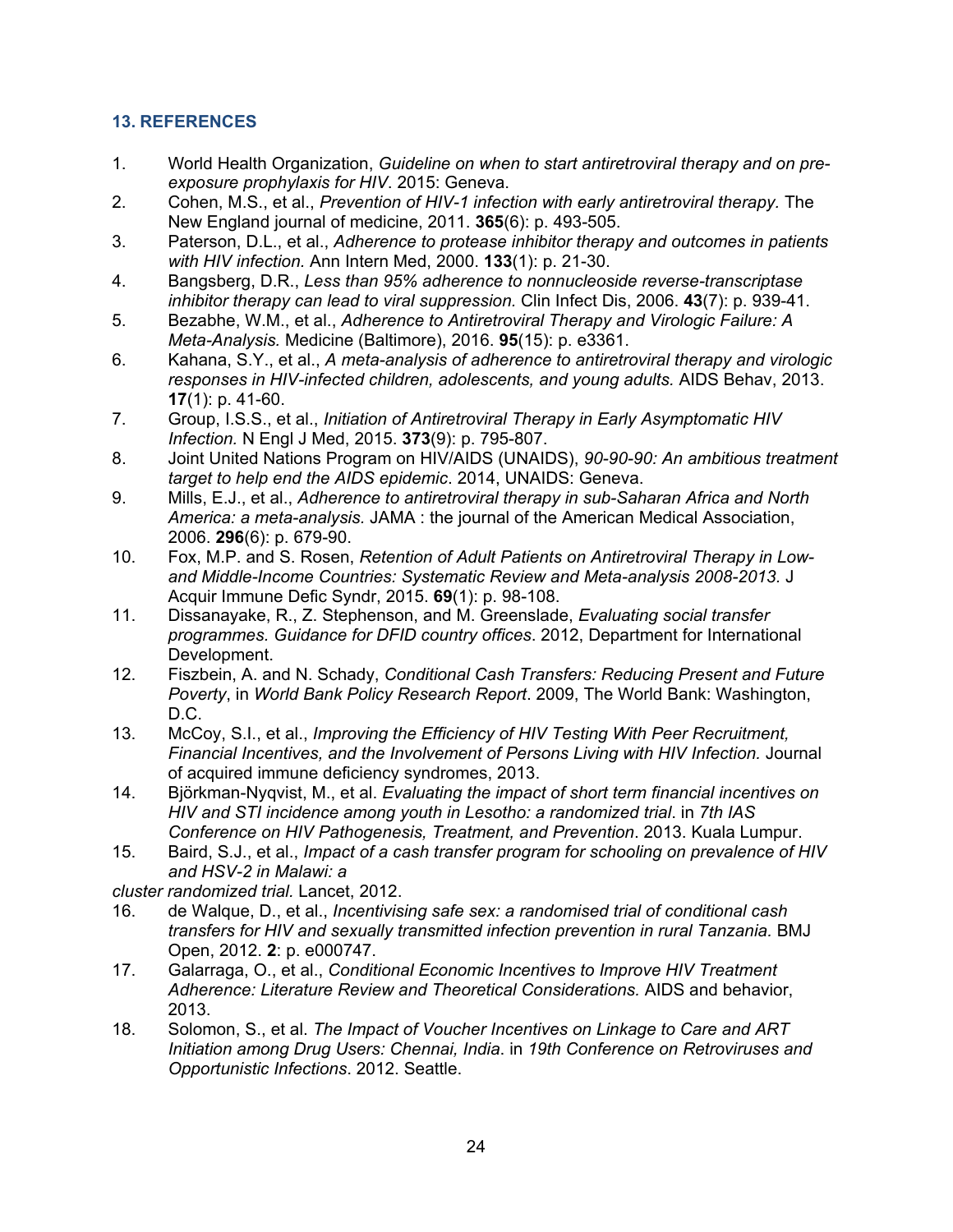## 13. REFERENCES

1. World Health Organization, *Guideline on when to start antiretroviral therapy and on pre-exposure prophylaxis for HIV*. 2015: Geneva.
2. Cohen, M.S., et al., *Prevention of HIV-1 infection with early antiretroviral therapy.* The New England journal of medicine, 2011. **365**(6): p. 493-505.
3. Paterson, D.L., et al., *Adherence to protease inhibitor therapy and outcomes in patients with HIV infection.* Ann Intern Med, 2000. **133**(1): p. 21-30.
4. Bangsberg, D.R., *Less than 95% adherence to nonnucleoside reverse-transcriptase inhibitor therapy can lead to viral suppression.* Clin Infect Dis, 2006. **43**(7): p. 939-41.
5. Bezabhe, W.M., et al., *Adherence to Antiretroviral Therapy and Virologic Failure: A Meta-Analysis.* Medicine (Baltimore), 2016. **95**(15): p. e3361.
6. Kahana, S.Y., et al., *A meta-analysis of adherence to antiretroviral therapy and virologic responses in HIV-infected children, adolescents, and young adults.* AIDS Behav, 2013. **17**(1): p. 41-60.
7. Group, I.S.S., et al., *Initiation of Antiretroviral Therapy in Early Asymptomatic HIV Infection.* N Engl J Med, 2015. **373**(9): p. 795-807.
8. Joint United Nations Program on HIV/AIDS (UNAIDS), *90-90-90: An ambitious treatment target to help end the AIDS epidemic*. 2014, UNAIDS: Geneva.
9. Mills, E.J., et al., *Adherence to antiretroviral therapy in sub-Saharan Africa and North America: a meta-analysis.* JAMA : the journal of the American Medical Association, 2006. **296**(6): p. 679-90.
10. Fox, M.P. and S. Rosen, *Retention of Adult Patients on Antiretroviral Therapy in Low- and Middle-Income Countries: Systematic Review and Meta-analysis 2008-2013.* J Acquir Immune Defic Syndr, 2015. **69**(1): p. 98-108.
11. Dissanayake, R., Z. Stephenson, and M. Greenslade, *Evaluating social transfer programmes. Guidance for DFID country offices*. 2012, Department for International Development.
12. Fiszbein, A. and N. Schady, *Conditional Cash Transfers: Reducing Present and Future Poverty*, in *World Bank Policy Research Report*. 2009, The World Bank: Washington, D.C.
13. McCoy, S.I., et al., *Improving the Efficiency of HIV Testing With Peer Recruitment, Financial Incentives, and the Involvement of Persons Living with HIV Infection.* Journal of acquired immune deficiency syndromes, 2013.
14. Björkman-Nyqvist, M., et al. *Evaluating the impact of short term financial incentives on HIV and STI incidence among youth in Lesotho: a randomized trial*. in *7th IAS Conference on HIV Pathogenesis, Treatment, and Prevention*. 2013. Kuala Lumpur.
15. Baird, S.J., et al., *Impact of a cash transfer program for schooling on prevalence of HIV and HSV-2 in Malawi: a cluster randomized trial.* Lancet, 2012.
16. de Walque, D., et al., *Incentivising safe sex: a randomised trial of conditional cash transfers for HIV and sexually transmitted infection prevention in rural Tanzania.* BMJ Open, 2012. **2**: p. e000747.
17. Galarraga, O., et al., *Conditional Economic Incentives to Improve HIV Treatment Adherence: Literature Review and Theoretical Considerations.* AIDS and behavior, 2013.
18. Solomon, S., et al. *The Impact of Voucher Incentives on Linkage to Care and ART Initiation among Drug Users: Chennai, India*. in *19th Conference on Retroviruses and Opportunistic Infections*. 2012. Seattle.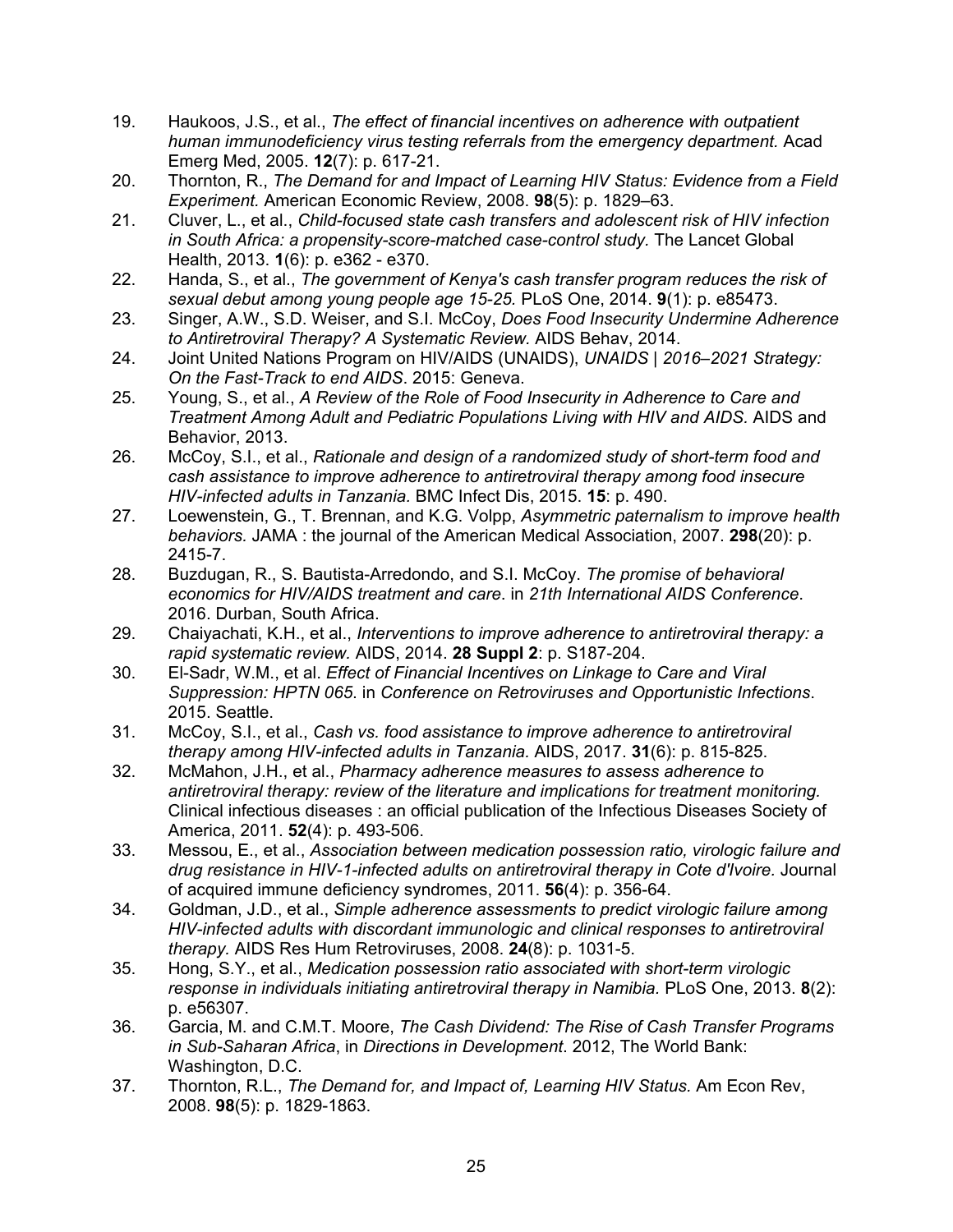19. Haukoos, J.S., et al., *The effect of financial incentives on adherence with outpatient human immunodeficiency virus testing referrals from the emergency department.* Acad Emerg Med, 2005. **12**(7): p. 617-21.
20. Thornton, R., *The Demand for and Impact of Learning HIV Status: Evidence from a Field Experiment.* American Economic Review, 2008. **98**(5): p. 1829–63.
21. Cluver, L., et al., *Child-focused state cash transfers and adolescent risk of HIV infection in South Africa: a propensity-score-matched case-control study.* The Lancet Global Health, 2013. **1**(6): p. e362 - e370.
22. Handa, S., et al., *The government of Kenya's cash transfer program reduces the risk of sexual debut among young people age 15-25.* PLoS One, 2014. **9**(1): p. e85473.
23. Singer, A.W., S.D. Weiser, and S.I. McCoy, *Does Food Insecurity Undermine Adherence to Antiretroviral Therapy? A Systematic Review.* AIDS Behav, 2014.
24. Joint United Nations Program on HIV/AIDS (UNAIDS), *UNAIDS | 2016–2021 Strategy: On the Fast-Track to end AIDS*. 2015: Geneva.
25. Young, S., et al., *A Review of the Role of Food Insecurity in Adherence to Care and Treatment Among Adult and Pediatric Populations Living with HIV and AIDS.* AIDS and Behavior, 2013.
26. McCoy, S.I., et al., *Rationale and design of a randomized study of short-term food and cash assistance to improve adherence to antiretroviral therapy among food insecure HIV-infected adults in Tanzania.* BMC Infect Dis, 2015. **15**: p. 490.
27. Loewenstein, G., T. Brennan, and K.G. Volpp, *Asymmetric paternalism to improve health behaviors.* JAMA : the journal of the American Medical Association, 2007. **298**(20): p. 2415-7.
28. Buzdugan, R., S. Bautista-Arredondo, and S.I. McCoy. *The promise of behavioral economics for HIV/AIDS treatment and care*. in *21th International AIDS Conference*. 2016. Durban, South Africa.
29. Chaiyachati, K.H., et al., *Interventions to improve adherence to antiretroviral therapy: a rapid systematic review.* AIDS, 2014. **28 Suppl 2**: p. S187-204.
30. El-Sadr, W.M., et al. *Effect of Financial Incentives on Linkage to Care and Viral Suppression: HPTN 065*. in *Conference on Retroviruses and Opportunistic Infections*. 2015. Seattle.
31. McCoy, S.I., et al., *Cash vs. food assistance to improve adherence to antiretroviral therapy among HIV-infected adults in Tanzania.* AIDS, 2017. **31**(6): p. 815-825.
32. McMahon, J.H., et al., *Pharmacy adherence measures to assess adherence to antiretroviral therapy: review of the literature and implications for treatment monitoring.* Clinical infectious diseases : an official publication of the Infectious Diseases Society of America, 2011. **52**(4): p. 493-506.
33. Messou, E., et al., *Association between medication possession ratio, virologic failure and drug resistance in HIV-1-infected adults on antiretroviral therapy in Cote d'Ivoire.* Journal of acquired immune deficiency syndromes, 2011. **56**(4): p. 356-64.
34. Goldman, J.D., et al., *Simple adherence assessments to predict virologic failure among HIV-infected adults with discordant immunologic and clinical responses to antiretroviral therapy.* AIDS Res Hum Retroviruses, 2008. **24**(8): p. 1031-5.
35. Hong, S.Y., et al., *Medication possession ratio associated with short-term virologic response in individuals initiating antiretroviral therapy in Namibia.* PLoS One, 2013. **8**(2): p. e56307.
36. Garcia, M. and C.M.T. Moore, *The Cash Dividend: The Rise of Cash Transfer Programs in Sub-Saharan Africa*, in *Directions in Development*. 2012, The World Bank: Washington, D.C.
37. Thornton, R.L., *The Demand for, and Impact of, Learning HIV Status.* Am Econ Rev, 2008. **98**(5): p. 1829-1863.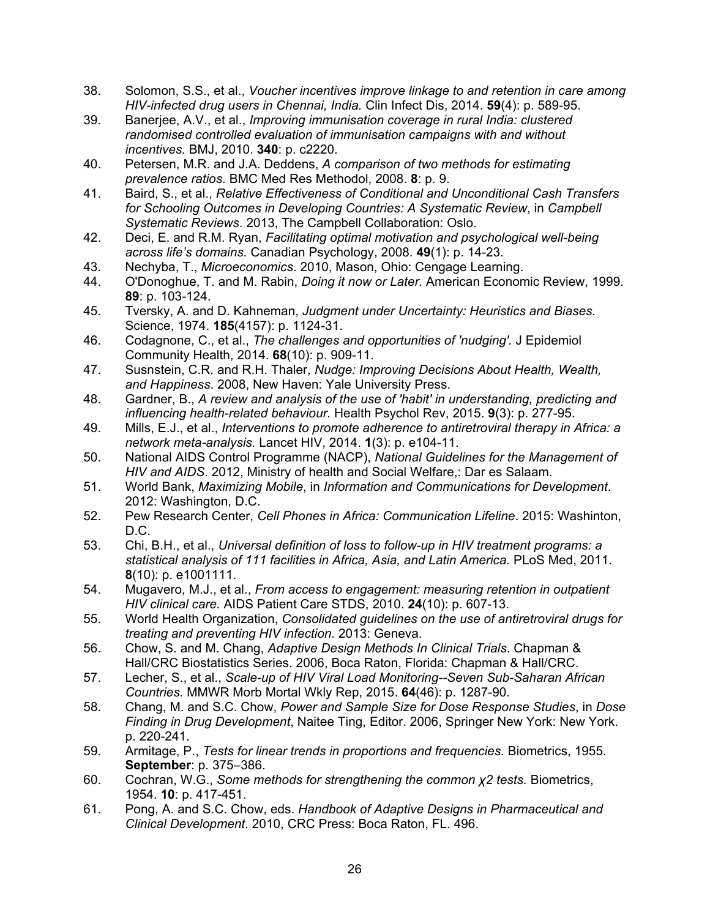38. Solomon, S.S., et al., *Voucher incentives improve linkage to and retention in care among HIV-infected drug users in Chennai, India.* Clin Infect Dis, 2014. **59**(4): p. 589-95.
39. Banerjee, A.V., et al., *Improving immunisation coverage in rural India: clustered randomised controlled evaluation of immunisation campaigns with and without incentives.* BMJ, 2010. **340**: p. c2220.
40. Petersen, M.R. and J.A. Deddens, *A comparison of two methods for estimating prevalence ratios.* BMC Med Res Methodol, 2008. **8**: p. 9.
41. Baird, S., et al., *Relative Effectiveness of Conditional and Unconditional Cash Transfers for Schooling Outcomes in Developing Countries: A Systematic Review*, in *Campbell Systematic Reviews*. 2013, The Campbell Collaboration: Oslo.
42. Deci, E. and R.M. Ryan, *Facilitating optimal motivation and psychological well-being across life's domains.* Canadian Psychology, 2008. **49**(1): p. 14-23.
43. Nechyba, T., *Microeconomics*. 2010, Mason, Ohio: Cengage Learning.
44. O'Donoghue, T. and M. Rabin, *Doing it now or Later.* American Economic Review, 1999. **89**: p. 103-124.
45. Tversky, A. and D. Kahneman, *Judgment under Uncertainty: Heuristics and Biases.* Science, 1974. **185**(4157): p. 1124-31.
46. Codagnone, C., et al., *The challenges and opportunities of 'nudging'.* J Epidemiol Community Health, 2014. **68**(10): p. 909-11.
47. Susnstein, C.R. and R.H. Thaler, *Nudge: Improving Decisions About Health, Wealth, and Happiness*. 2008, New Haven: Yale University Press.
48. Gardner, B., *A review and analysis of the use of 'habit' in understanding, predicting and influencing health-related behaviour.* Health Psychol Rev, 2015. **9**(3): p. 277-95.
49. Mills, E.J., et al., *Interventions to promote adherence to antiretroviral therapy in Africa: a network meta-analysis.* Lancet HIV, 2014. **1**(3): p. e104-11.
50. National AIDS Control Programme (NACP), *National Guidelines for the Management of HIV and AIDS*. 2012, Ministry of health and Social Welfare,: Dar es Salaam.
51. World Bank, *Maximizing Mobile*, in *Information and Communications for Development*. 2012: Washington, D.C.
52. Pew Research Center, *Cell Phones in Africa: Communication Lifeline*. 2015: Washinton, D.C.
53. Chi, B.H., et al., *Universal definition of loss to follow-up in HIV treatment programs: a statistical analysis of 111 facilities in Africa, Asia, and Latin America.* PLoS Med, 2011. **8**(10): p. e1001111.
54. Mugavero, M.J., et al., *From access to engagement: measuring retention in outpatient HIV clinical care.* AIDS Patient Care STDS, 2010. **24**(10): p. 607-13.
55. World Health Organization, *Consolidated guidelines on the use of antiretroviral drugs for treating and preventing HIV infection*. 2013: Geneva.
56. Chow, S. and M. Chang, *Adaptive Design Methods In Clinical Trials*. Chapman & Hall/CRC Biostatistics Series. 2006, Boca Raton, Florida: Chapman & Hall/CRC.
57. Lecher, S., et al., *Scale-up of HIV Viral Load Monitoring--Seven Sub-Saharan African Countries.* MMWR Morb Mortal Wkly Rep, 2015. **64**(46): p. 1287-90.
58. Chang, M. and S.C. Chow, *Power and Sample Size for Dose Response Studies*, in *Dose Finding in Drug Development*, Naitee Ting, Editor. 2006, Springer New York: New York. p. 220-241.
59. Armitage, P., *Tests for linear trends in proportions and frequencies.* Biometrics, 1955. **September**: p. 375–386.
60. Cochran, W.G., *Some methods for strengthening the common χ2 tests.* Biometrics, 1954. **10**: p. 417-451.
61. Pong, A. and S.C. Chow, eds. *Handbook of Adaptive Designs in Pharmaceutical and Clinical Development*. 2010, CRC Press: Boca Raton, FL. 496.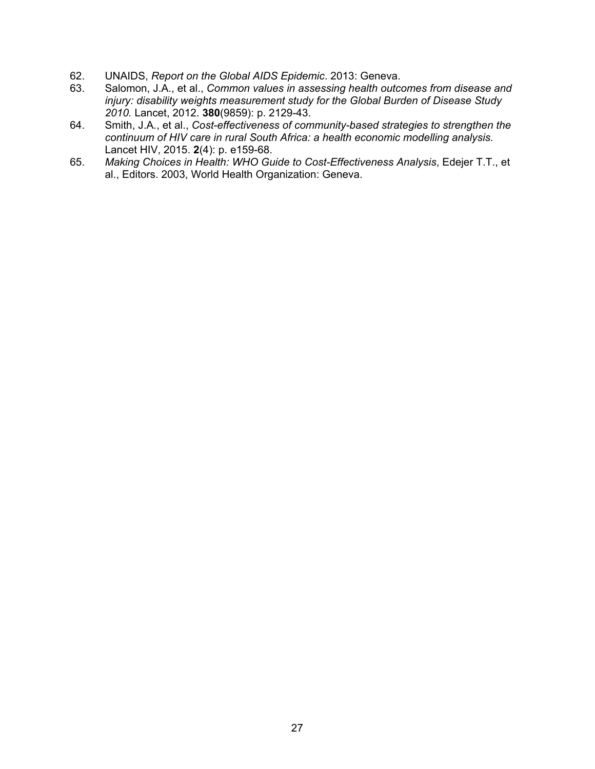62. UNAIDS, *Report on the Global AIDS Epidemic*. 2013: Geneva.
63. Salomon, J.A., et al., *Common values in assessing health outcomes from disease and injury: disability weights measurement study for the Global Burden of Disease Study 2010.* Lancet, 2012. **380**(9859): p. 2129-43.
64. Smith, J.A., et al., *Cost-effectiveness of community-based strategies to strengthen the continuum of HIV care in rural South Africa: a health economic modelling analysis.* Lancet HIV, 2015. **2**(4): p. e159-68.
65. *Making Choices in Health: WHO Guide to Cost-Effectiveness Analysis*, Edejer T.T., et al., Editors. 2003, World Health Organization: Geneva.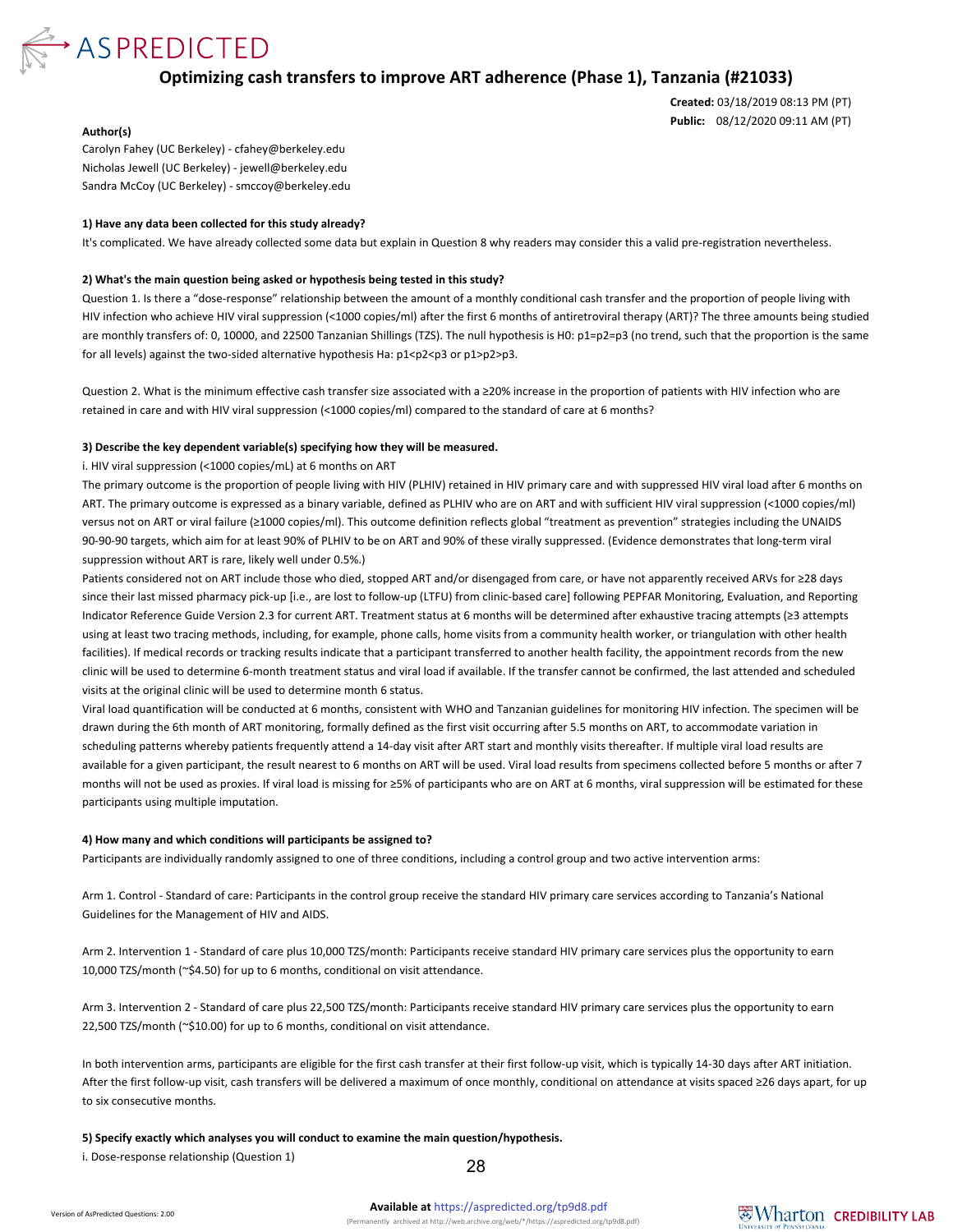# Optimizing cash transfers to improve ART adherence (Phase 1), Tanzania (#21033)

**Created:** 03/18/2019 08:13 PM (PT)
**Public:** 08/12/2020 09:11 AM (PT)

**Author(s)**
Carolyn Fahey (UC Berkeley) - cfahey@berkeley.edu
Nicholas Jewell (UC Berkeley) - jewell@berkeley.edu
Sandra McCoy (UC Berkeley) - smccoy@berkeley.edu

**1) Have any data been collected for this study already?**

It's complicated. We have already collected some data but explain in Question 8 why readers may consider this a valid pre-registration nevertheless.

**2) What's the main question being asked or hypothesis being tested in this study?**

Question 1. Is there a "dose-response" relationship between the amount of a monthly conditional cash transfer and the proportion of people living with HIV infection who achieve HIV viral suppression (<1000 copies/ml) after the first 6 months of antiretroviral therapy (ART)? The three amounts being studied are monthly transfers of: 0, 10000, and 22500 Tanzanian Shillings (TZS). The null hypothesis is H0: p1=p2=p3 (no trend, such that the proportion is the same for all levels) against the two-sided alternative hypothesis Ha: p1<p2<p3 or p1>p2>p3.

Question 2. What is the minimum effective cash transfer size associated with a ≥20% increase in the proportion of patients with HIV infection who are retained in care and with HIV viral suppression (<1000 copies/ml) compared to the standard of care at 6 months?

**3) Describe the key dependent variable(s) specifying how they will be measured.**

i. HIV viral suppression (<1000 copies/mL) at 6 months on ART

The primary outcome is the proportion of people living with HIV (PLHIV) retained in HIV primary care and with suppressed HIV viral load after 6 months on ART. The primary outcome is expressed as a binary variable, defined as PLHIV who are on ART and with sufficient HIV viral suppression (<1000 copies/ml) versus not on ART or viral failure (≥1000 copies/ml). This outcome definition reflects global "treatment as prevention" strategies including the UNAIDS 90-90-90 targets, which aim for at least 90% of PLHIV to be on ART and 90% of these virally suppressed. (Evidence demonstrates that long-term viral suppression without ART is rare, likely well under 0.5%.)

Patients considered not on ART include those who died, stopped ART and/or disengaged from care, or have not apparently received ARVs for ≥28 days since their last missed pharmacy pick-up [i.e., are lost to follow-up (LTFU) from clinic-based care] following PEPFAR Monitoring, Evaluation, and Reporting Indicator Reference Guide Version 2.3 for current ART. Treatment status at 6 months will be determined after exhaustive tracing attempts (≥3 attempts using at least two tracing methods, including, for example, phone calls, home visits from a community health worker, or triangulation with other health facilities). If medical records or tracking results indicate that a participant transferred to another health facility, the appointment records from the new clinic will be used to determine 6-month treatment status and viral load if available. If the transfer cannot be confirmed, the last attended and scheduled visits at the original clinic will be used to determine month 6 status.

Viral load quantification will be conducted at 6 months, consistent with WHO and Tanzanian guidelines for monitoring HIV infection. The specimen will be drawn during the 6th month of ART monitoring, formally defined as the first visit occurring after 5.5 months on ART, to accommodate variation in scheduling patterns whereby patients frequently attend a 14-day visit after ART start and monthly visits thereafter. If multiple viral load results are available for a given participant, the result nearest to 6 months on ART will be used. Viral load results from specimens collected before 5 months or after 7 months will not be used as proxies. If viral load is missing for ≥5% of participants who are on ART at 6 months, viral suppression will be estimated for these participants using multiple imputation.

**4) How many and which conditions will participants be assigned to?**

Participants are individually randomly assigned to one of three conditions, including a control group and two active intervention arms:

Arm 1. Control - Standard of care: Participants in the control group receive the standard HIV primary care services according to Tanzania's National Guidelines for the Management of HIV and AIDS.

Arm 2. Intervention 1 - Standard of care plus 10,000 TZS/month: Participants receive standard HIV primary care services plus the opportunity to earn 10,000 TZS/month (~$4.50) for up to 6 months, conditional on visit attendance.

Arm 3. Intervention 2 - Standard of care plus 22,500 TZS/month: Participants receive standard HIV primary care services plus the opportunity to earn 22,500 TZS/month (~$10.00) for up to 6 months, conditional on visit attendance.

In both intervention arms, participants are eligible for the first cash transfer at their first follow-up visit, which is typically 14-30 days after ART initiation. After the first follow-up visit, cash transfers will be delivered a maximum of once monthly, conditional on attendance at visits spaced ≥26 days apart, for up to six consecutive months.

**5) Specify exactly which analyses you will conduct to examine the main question/hypothesis.**

i. Dose-response relationship (Question 1)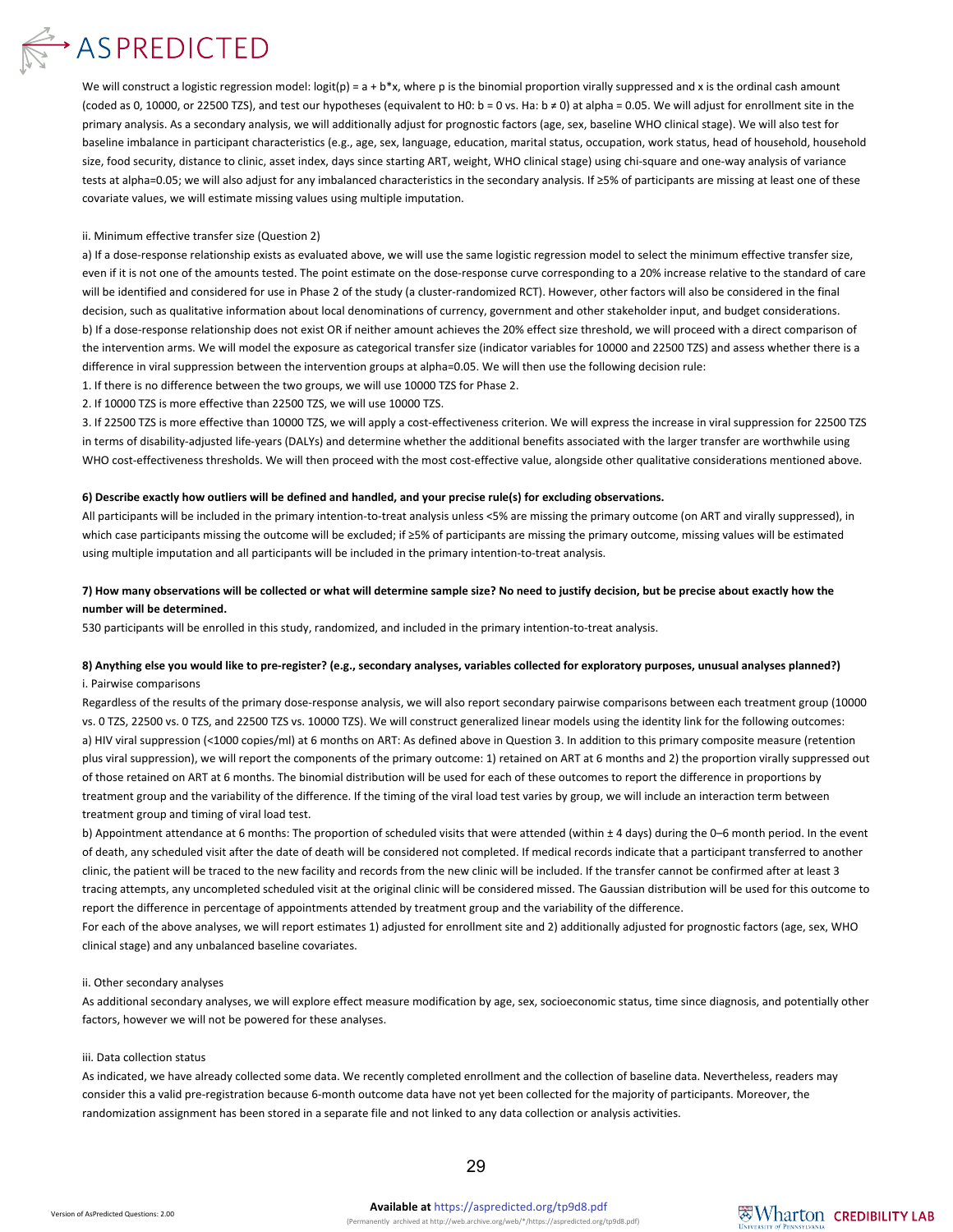We will construct a logistic regression model: $\text{logit}(p) = a + b*x$, where p is the binomial proportion virally suppressed and x is the ordinal cash amount (coded as 0, 10000, or 22500 TZS), and test our hypotheses (equivalent to H0: $b = 0$ vs. Ha: $b \neq 0$) at alpha = 0.05. We will adjust for enrollment site in the primary analysis. As a secondary analysis, we will additionally adjust for prognostic factors (age, sex, baseline WHO clinical stage). We will also test for baseline imbalance in participant characteristics (e.g., age, sex, language, education, marital status, occupation, work status, head of household, household size, food security, distance to clinic, asset index, days since starting ART, weight, WHO clinical stage) using chi-square and one-way analysis of variance tests at alpha=0.05; we will also adjust for any imbalanced characteristics in the secondary analysis. If ≥5% of participants are missing at least one of these covariate values, we will estimate missing values using multiple imputation.

ii. Minimum effective transfer size (Question 2)

a) If a dose-response relationship exists as evaluated above, we will use the same logistic regression model to select the minimum effective transfer size, even if it is not one of the amounts tested. The point estimate on the dose-response curve corresponding to a 20% increase relative to the standard of care will be identified and considered for use in Phase 2 of the study (a cluster-randomized RCT). However, other factors will also be considered in the final decision, such as qualitative information about local denominations of currency, government and other stakeholder input, and budget considerations.
b) If a dose-response relationship does not exist OR if neither amount achieves the 20% effect size threshold, we will proceed with a direct comparison of the intervention arms. We will model the exposure as categorical transfer size (indicator variables for 10000 and 22500 TZS) and assess whether there is a difference in viral suppression between the intervention groups at alpha=0.05. We will then use the following decision rule:
1. If there is no difference between the two groups, we will use 10000 TZS for Phase 2.
2. If 10000 TZS is more effective than 22500 TZS, we will use 10000 TZS.
3. If 22500 TZS is more effective than 10000 TZS, we will apply a cost-effectiveness criterion. We will express the increase in viral suppression for 22500 TZS in terms of disability-adjusted life-years (DALYs) and determine whether the additional benefits associated with the larger transfer are worthwhile using WHO cost-effectiveness thresholds. We will then proceed with the most cost-effective value, alongside other qualitative considerations mentioned above.

**6) Describe exactly how outliers will be defined and handled, and your precise rule(s) for excluding observations.**

All participants will be included in the primary intention-to-treat analysis unless <5% are missing the primary outcome (on ART and virally suppressed), in which case participants missing the outcome will be excluded; if ≥5% of participants are missing the primary outcome, missing values will be estimated using multiple imputation and all participants will be included in the primary intention-to-treat analysis.

**7) How many observations will be collected or what will determine sample size? No need to justify decision, but be precise about exactly how the number will be determined.**

530 participants will be enrolled in this study, randomized, and included in the primary intention-to-treat analysis.

**8) Anything else you would like to pre-register? (e.g., secondary analyses, variables collected for exploratory purposes, unusual analyses planned?)**

i. Pairwise comparisons

Regardless of the results of the primary dose-response analysis, we will also report secondary pairwise comparisons between each treatment group (10000 vs. 0 TZS, 22500 vs. 0 TZS, and 22500 TZS vs. 10000 TZS). We will construct generalized linear models using the identity link for the following outcomes:
a) HIV viral suppression (<1000 copies/ml) at 6 months on ART: As defined above in Question 3. In addition to this primary composite measure (retention plus viral suppression), we will report the components of the primary outcome: 1) retained on ART at 6 months and 2) the proportion virally suppressed out of those retained on ART at 6 months. The binomial distribution will be used for each of these outcomes to report the difference in proportions by treatment group and the variability of the difference. If the timing of the viral load test varies by group, we will include an interaction term between treatment group and timing of viral load test.
b) Appointment attendance at 6 months: The proportion of scheduled visits that were attended (within ± 4 days) during the 0–6 month period. In the event of death, any scheduled visit after the date of death will be considered not completed. If medical records indicate that a participant transferred to another clinic, the patient will be traced to the new facility and records from the new clinic will be included. If the transfer cannot be confirmed after at least 3 tracing attempts, any uncompleted scheduled visit at the original clinic will be considered missed. The Gaussian distribution will be used for this outcome to report the difference in percentage of appointments attended by treatment group and the variability of the difference.
For each of the above analyses, we will report estimates 1) adjusted for enrollment site and 2) additionally adjusted for prognostic factors (age, sex, WHO clinical stage) and any unbalanced baseline covariates.

ii. Other secondary analyses

As additional secondary analyses, we will explore effect measure modification by age, sex, socioeconomic status, time since diagnosis, and potentially other factors, however we will not be powered for these analyses.

iii. Data collection status

As indicated, we have already collected some data. We recently completed enrollment and the collection of baseline data. Nevertheless, readers may consider this a valid pre-registration because 6-month outcome data have not yet been collected for the majority of participants. Moreover, the randomization assignment has been stored in a separate file and not linked to any data collection or analysis activities.